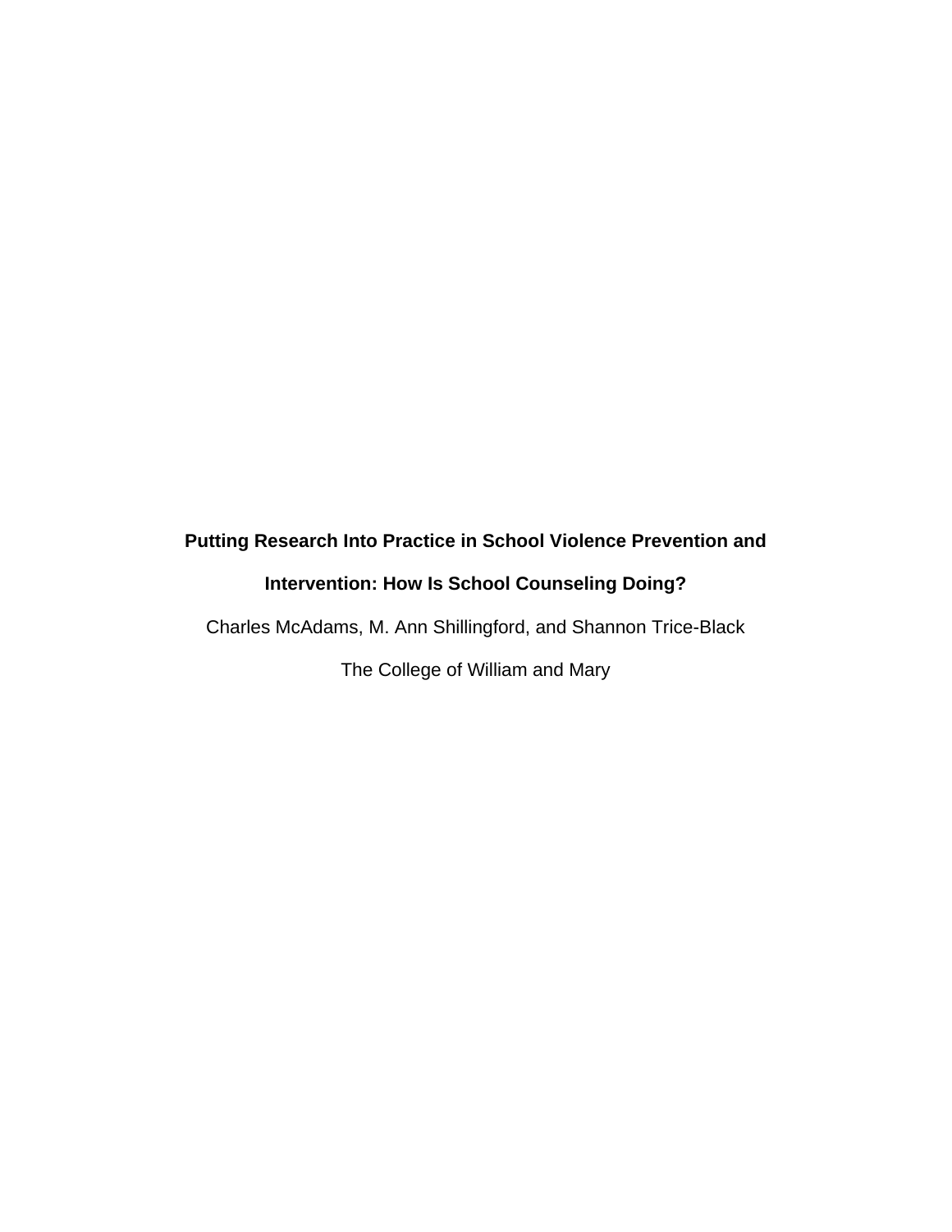# Putting Research Into Practice in School Violence Prevention and Intervention: How Is School Counseling Doing?

Charles McAdams, M. Ann Shillingford, and Shannon Trice-Black

The College of William and Mary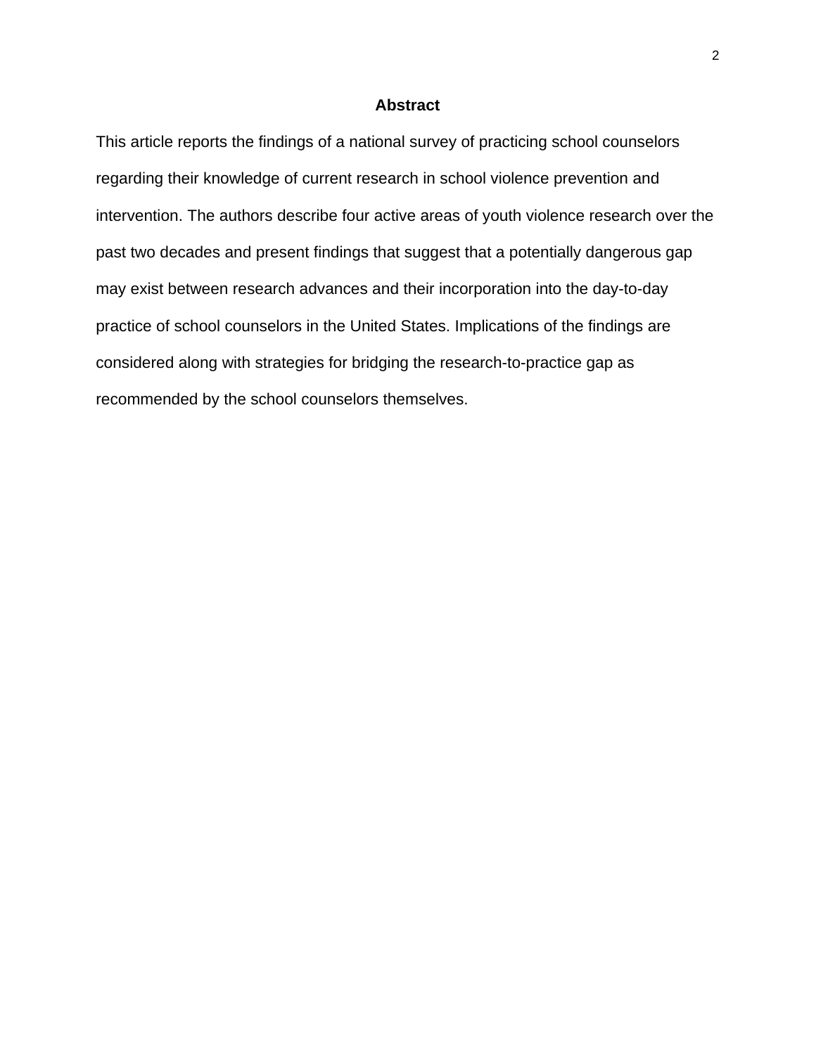## Abstract

This article reports the findings of a national survey of practicing school counselors regarding their knowledge of current research in school violence prevention and intervention. The authors describe four active areas of youth violence research over the past two decades and present findings that suggest that a potentially dangerous gap may exist between research advances and their incorporation into the day-to-day practice of school counselors in the United States. Implications of the findings are considered along with strategies for bridging the research-to-practice gap as recommended by the school counselors themselves.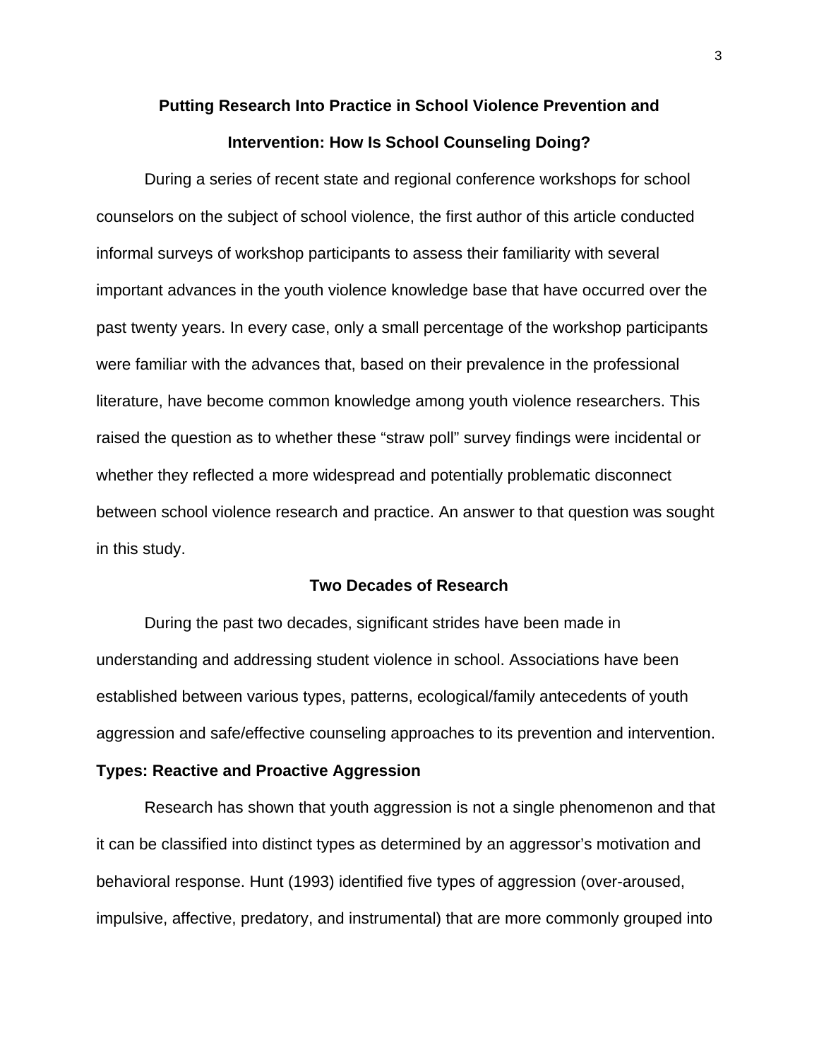# Putting Research Into Practice in School Violence Prevention and Intervention: How Is School Counseling Doing?

During a series of recent state and regional conference workshops for school counselors on the subject of school violence, the first author of this article conducted informal surveys of workshop participants to assess their familiarity with several important advances in the youth violence knowledge base that have occurred over the past twenty years. In every case, only a small percentage of the workshop participants were familiar with the advances that, based on their prevalence in the professional literature, have become common knowledge among youth violence researchers. This raised the question as to whether these "straw poll" survey findings were incidental or whether they reflected a more widespread and potentially problematic disconnect between school violence research and practice. An answer to that question was sought in this study.

## Two Decades of Research

During the past two decades, significant strides have been made in understanding and addressing student violence in school. Associations have been established between various types, patterns, ecological/family antecedents of youth aggression and safe/effective counseling approaches to its prevention and intervention.

### Types: Reactive and Proactive Aggression

Research has shown that youth aggression is not a single phenomenon and that it can be classified into distinct types as determined by an aggressor's motivation and behavioral response. Hunt (1993) identified five types of aggression (over-aroused, impulsive, affective, predatory, and instrumental) that are more commonly grouped into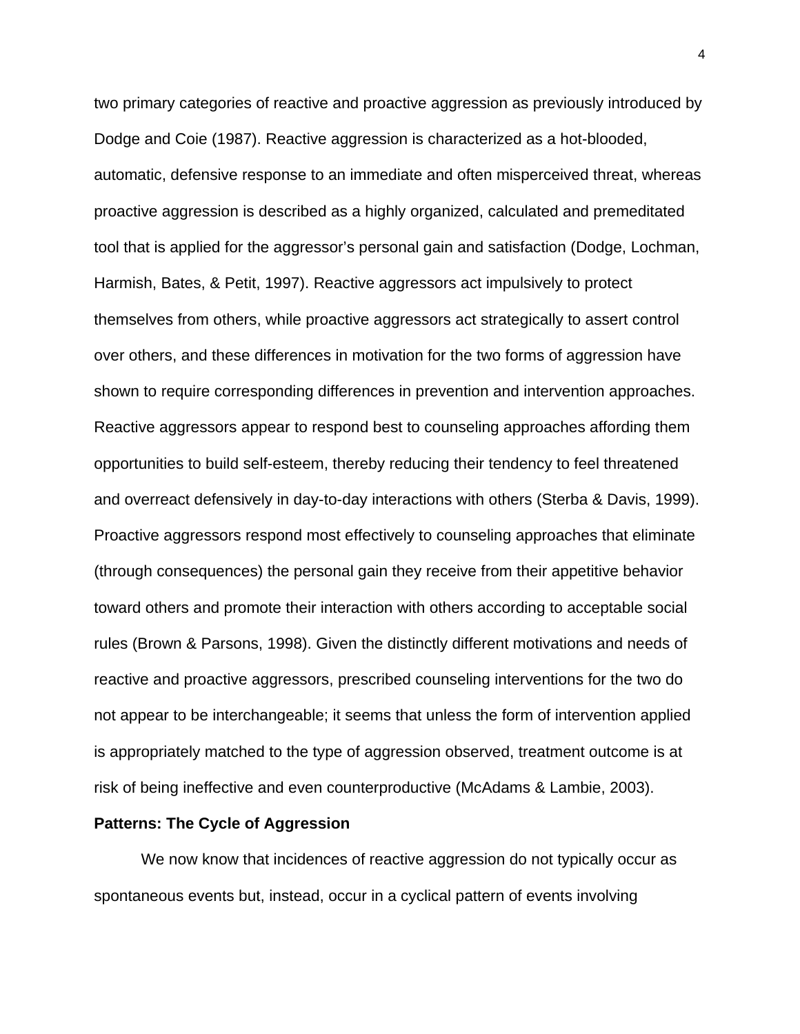two primary categories of reactive and proactive aggression as previously introduced by Dodge and Coie (1987). Reactive aggression is characterized as a hot-blooded, automatic, defensive response to an immediate and often misperceived threat, whereas proactive aggression is described as a highly organized, calculated and premeditated tool that is applied for the aggressor's personal gain and satisfaction (Dodge, Lochman, Harmish, Bates, & Petit, 1997). Reactive aggressors act impulsively to protect themselves from others, while proactive aggressors act strategically to assert control over others, and these differences in motivation for the two forms of aggression have shown to require corresponding differences in prevention and intervention approaches. Reactive aggressors appear to respond best to counseling approaches affording them opportunities to build self-esteem, thereby reducing their tendency to feel threatened and overreact defensively in day-to-day interactions with others (Sterba & Davis, 1999). Proactive aggressors respond most effectively to counseling approaches that eliminate (through consequences) the personal gain they receive from their appetitive behavior toward others and promote their interaction with others according to acceptable social rules (Brown & Parsons, 1998). Given the distinctly different motivations and needs of reactive and proactive aggressors, prescribed counseling interventions for the two do not appear to be interchangeable; it seems that unless the form of intervention applied is appropriately matched to the type of aggression observed, treatment outcome is at risk of being ineffective and even counterproductive (McAdams & Lambie, 2003).

**Patterns: The Cycle of Aggression**

We now know that incidences of reactive aggression do not typically occur as spontaneous events but, instead, occur in a cyclical pattern of events involving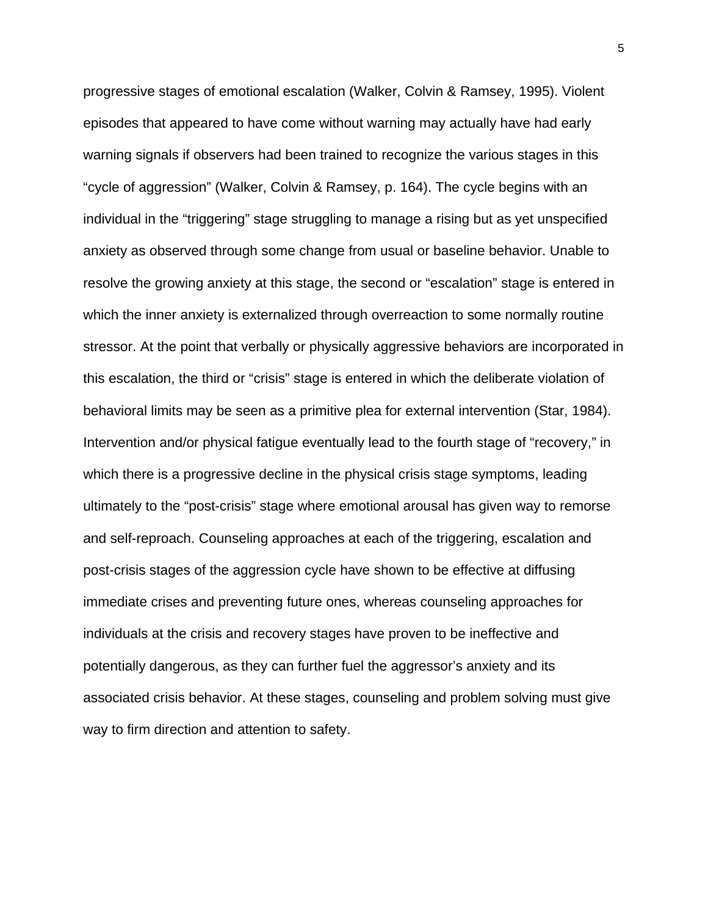progressive stages of emotional escalation (Walker, Colvin & Ramsey, 1995). Violent episodes that appeared to have come without warning may actually have had early warning signals if observers had been trained to recognize the various stages in this "cycle of aggression" (Walker, Colvin & Ramsey, p. 164). The cycle begins with an individual in the "triggering" stage struggling to manage a rising but as yet unspecified anxiety as observed through some change from usual or baseline behavior. Unable to resolve the growing anxiety at this stage, the second or "escalation" stage is entered in which the inner anxiety is externalized through overreaction to some normally routine stressor. At the point that verbally or physically aggressive behaviors are incorporated in this escalation, the third or "crisis" stage is entered in which the deliberate violation of behavioral limits may be seen as a primitive plea for external intervention (Star, 1984). Intervention and/or physical fatigue eventually lead to the fourth stage of "recovery," in which there is a progressive decline in the physical crisis stage symptoms, leading ultimately to the "post-crisis" stage where emotional arousal has given way to remorse and self-reproach. Counseling approaches at each of the triggering, escalation and post-crisis stages of the aggression cycle have shown to be effective at diffusing immediate crises and preventing future ones, whereas counseling approaches for individuals at the crisis and recovery stages have proven to be ineffective and potentially dangerous, as they can further fuel the aggressor's anxiety and its associated crisis behavior. At these stages, counseling and problem solving must give way to firm direction and attention to safety.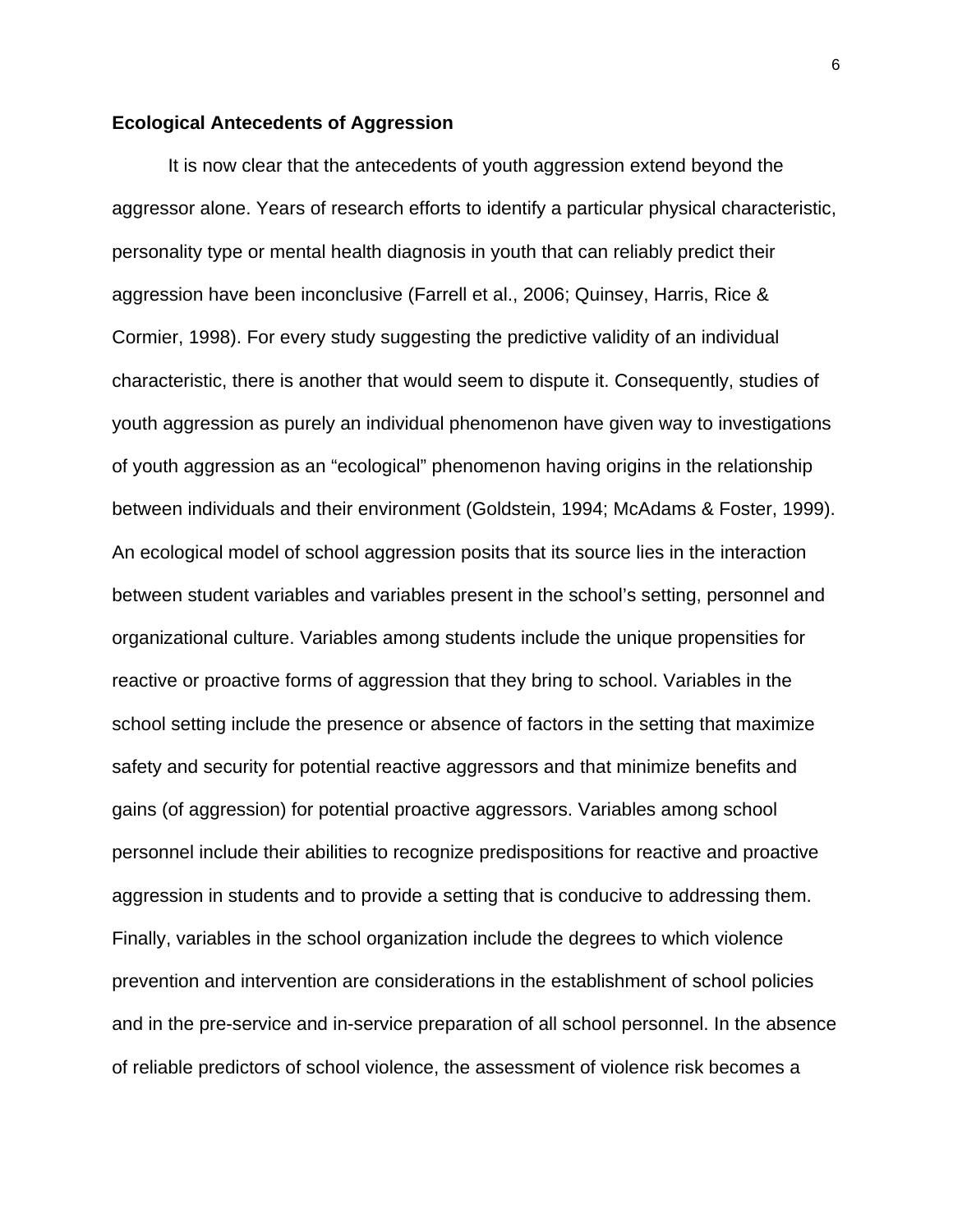**Ecological Antecedents of Aggression**

It is now clear that the antecedents of youth aggression extend beyond the aggressor alone. Years of research efforts to identify a particular physical characteristic, personality type or mental health diagnosis in youth that can reliably predict their aggression have been inconclusive (Farrell et al., 2006; Quinsey, Harris, Rice & Cormier, 1998). For every study suggesting the predictive validity of an individual characteristic, there is another that would seem to dispute it. Consequently, studies of youth aggression as purely an individual phenomenon have given way to investigations of youth aggression as an "ecological" phenomenon having origins in the relationship between individuals and their environment (Goldstein, 1994; McAdams & Foster, 1999). An ecological model of school aggression posits that its source lies in the interaction between student variables and variables present in the school's setting, personnel and organizational culture. Variables among students include the unique propensities for reactive or proactive forms of aggression that they bring to school. Variables in the school setting include the presence or absence of factors in the setting that maximize safety and security for potential reactive aggressors and that minimize benefits and gains (of aggression) for potential proactive aggressors. Variables among school personnel include their abilities to recognize predispositions for reactive and proactive aggression in students and to provide a setting that is conducive to addressing them. Finally, variables in the school organization include the degrees to which violence prevention and intervention are considerations in the establishment of school policies and in the pre-service and in-service preparation of all school personnel. In the absence of reliable predictors of school violence, the assessment of violence risk becomes a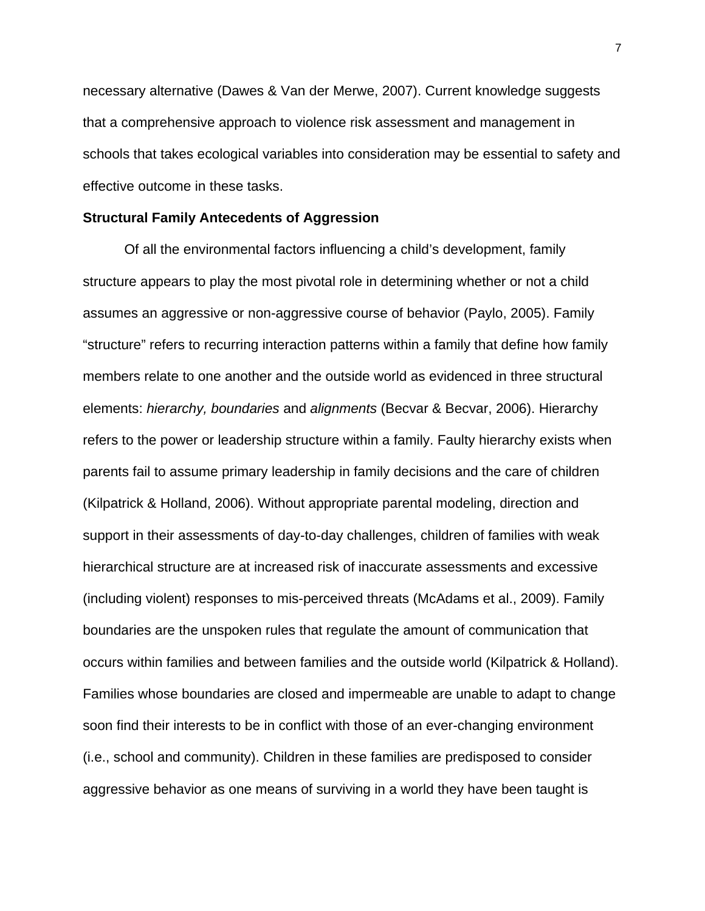necessary alternative (Dawes & Van der Merwe, 2007). Current knowledge suggests that a comprehensive approach to violence risk assessment and management in schools that takes ecological variables into consideration may be essential to safety and effective outcome in these tasks.

**Structural Family Antecedents of Aggression**

Of all the environmental factors influencing a child's development, family structure appears to play the most pivotal role in determining whether or not a child assumes an aggressive or non-aggressive course of behavior (Paylo, 2005). Family "structure" refers to recurring interaction patterns within a family that define how family members relate to one another and the outside world as evidenced in three structural elements: *hierarchy, boundaries* and *alignments* (Becvar & Becvar, 2006). Hierarchy refers to the power or leadership structure within a family. Faulty hierarchy exists when parents fail to assume primary leadership in family decisions and the care of children (Kilpatrick & Holland, 2006). Without appropriate parental modeling, direction and support in their assessments of day-to-day challenges, children of families with weak hierarchical structure are at increased risk of inaccurate assessments and excessive (including violent) responses to mis-perceived threats (McAdams et al., 2009). Family boundaries are the unspoken rules that regulate the amount of communication that occurs within families and between families and the outside world (Kilpatrick & Holland). Families whose boundaries are closed and impermeable are unable to adapt to change soon find their interests to be in conflict with those of an ever-changing environment (i.e., school and community). Children in these families are predisposed to consider aggressive behavior as one means of surviving in a world they have been taught is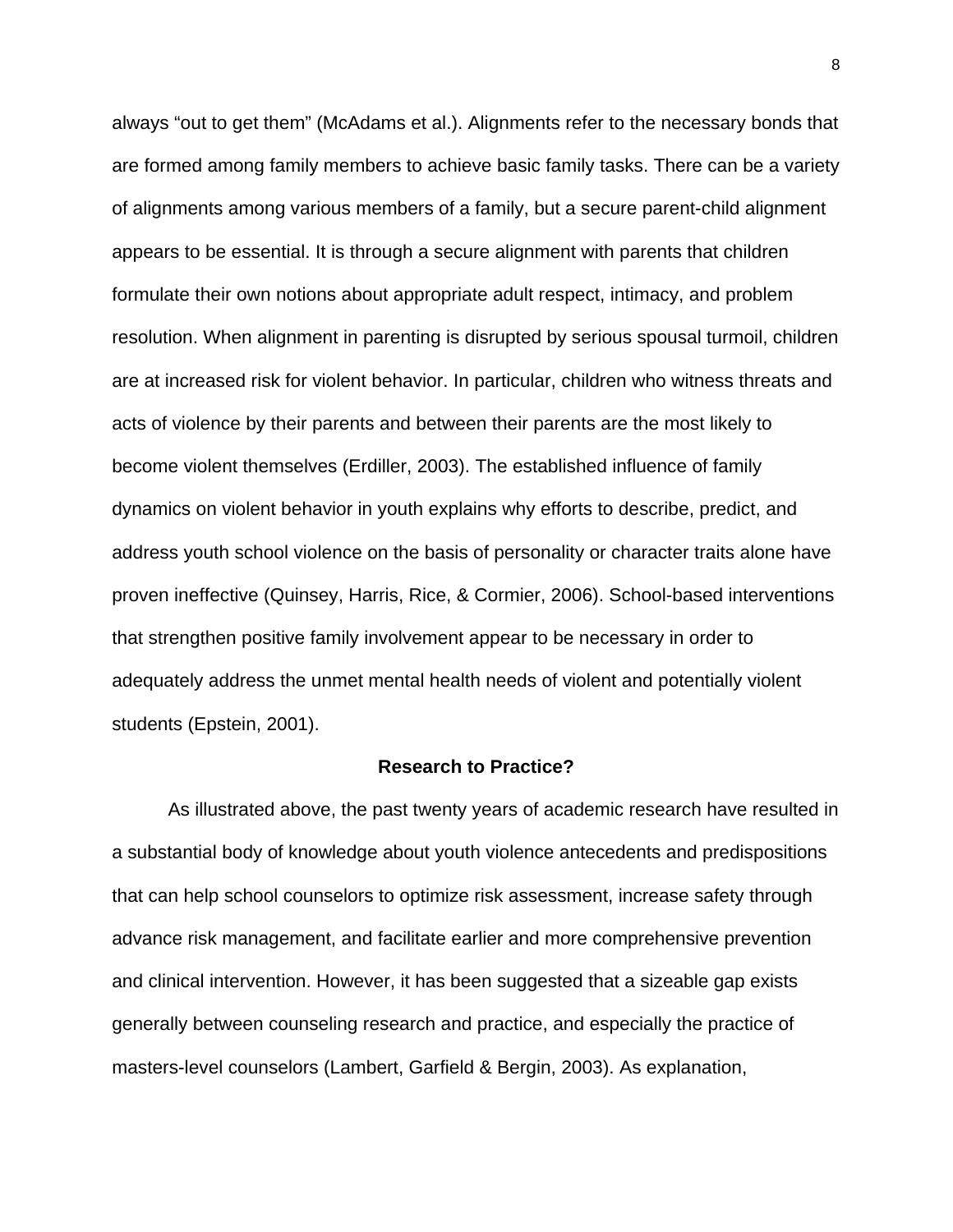always “out to get them” (McAdams et al.). Alignments refer to the necessary bonds that are formed among family members to achieve basic family tasks. There can be a variety of alignments among various members of a family, but a secure parent-child alignment appears to be essential. It is through a secure alignment with parents that children formulate their own notions about appropriate adult respect, intimacy, and problem resolution. When alignment in parenting is disrupted by serious spousal turmoil, children are at increased risk for violent behavior. In particular, children who witness threats and acts of violence by their parents and between their parents are the most likely to become violent themselves (Erdiller, 2003). The established influence of family dynamics on violent behavior in youth explains why efforts to describe, predict, and address youth school violence on the basis of personality or character traits alone have proven ineffective (Quinsey, Harris, Rice, & Cormier, 2006). School-based interventions that strengthen positive family involvement appear to be necessary in order to adequately address the unmet mental health needs of violent and potentially violent students (Epstein, 2001).

## Research to Practice?

As illustrated above, the past twenty years of academic research have resulted in a substantial body of knowledge about youth violence antecedents and predispositions that can help school counselors to optimize risk assessment, increase safety through advance risk management, and facilitate earlier and more comprehensive prevention and clinical intervention. However, it has been suggested that a sizeable gap exists generally between counseling research and practice, and especially the practice of masters-level counselors (Lambert, Garfield & Bergin, 2003). As explanation,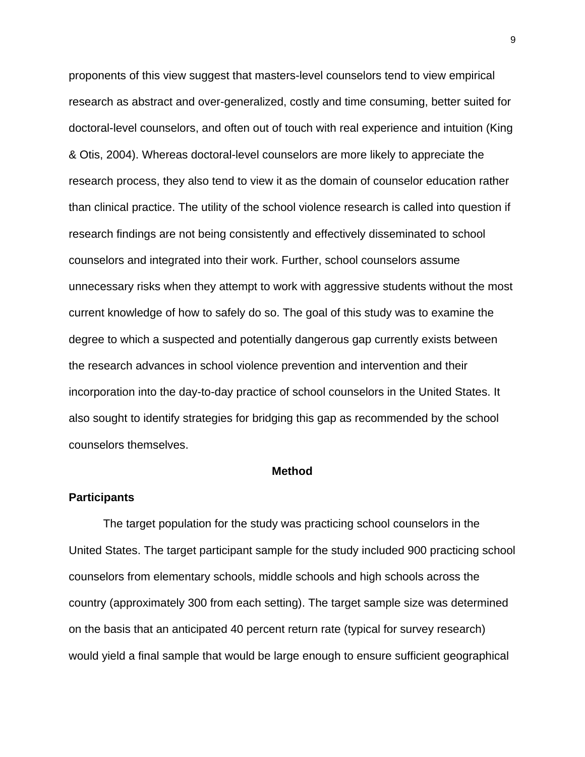proponents of this view suggest that masters-level counselors tend to view empirical research as abstract and over-generalized, costly and time consuming, better suited for doctoral-level counselors, and often out of touch with real experience and intuition (King & Otis, 2004). Whereas doctoral-level counselors are more likely to appreciate the research process, they also tend to view it as the domain of counselor education rather than clinical practice. The utility of the school violence research is called into question if research findings are not being consistently and effectively disseminated to school counselors and integrated into their work. Further, school counselors assume unnecessary risks when they attempt to work with aggressive students without the most current knowledge of how to safely do so. The goal of this study was to examine the degree to which a suspected and potentially dangerous gap currently exists between the research advances in school violence prevention and intervention and their incorporation into the day-to-day practice of school counselors in the United States. It also sought to identify strategies for bridging this gap as recommended by the school counselors themselves.

## Method

### Participants

The target population for the study was practicing school counselors in the United States. The target participant sample for the study included 900 practicing school counselors from elementary schools, middle schools and high schools across the country (approximately 300 from each setting). The target sample size was determined on the basis that an anticipated 40 percent return rate (typical for survey research) would yield a final sample that would be large enough to ensure sufficient geographical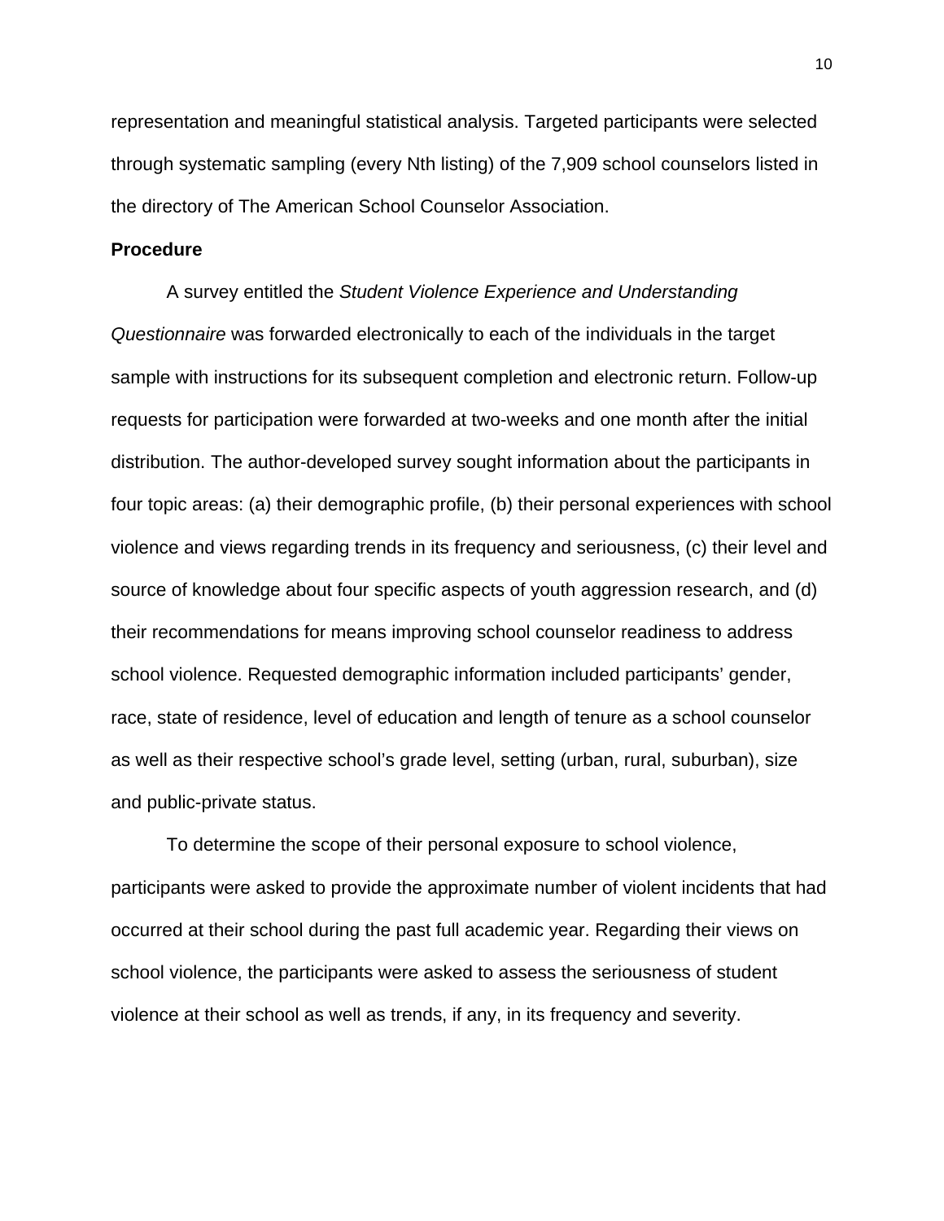representation and meaningful statistical analysis. Targeted participants were selected through systematic sampling (every Nth listing) of the 7,909 school counselors listed in the directory of The American School Counselor Association.

**Procedure**

A survey entitled the *Student Violence Experience and Understanding Questionnaire* was forwarded electronically to each of the individuals in the target sample with instructions for its subsequent completion and electronic return. Follow-up requests for participation were forwarded at two-weeks and one month after the initial distribution. The author-developed survey sought information about the participants in four topic areas: (a) their demographic profile, (b) their personal experiences with school violence and views regarding trends in its frequency and seriousness, (c) their level and source of knowledge about four specific aspects of youth aggression research, and (d) their recommendations for means improving school counselor readiness to address school violence. Requested demographic information included participants' gender, race, state of residence, level of education and length of tenure as a school counselor as well as their respective school's grade level, setting (urban, rural, suburban), size and public-private status.

To determine the scope of their personal exposure to school violence, participants were asked to provide the approximate number of violent incidents that had occurred at their school during the past full academic year. Regarding their views on school violence, the participants were asked to assess the seriousness of student violence at their school as well as trends, if any, in its frequency and severity.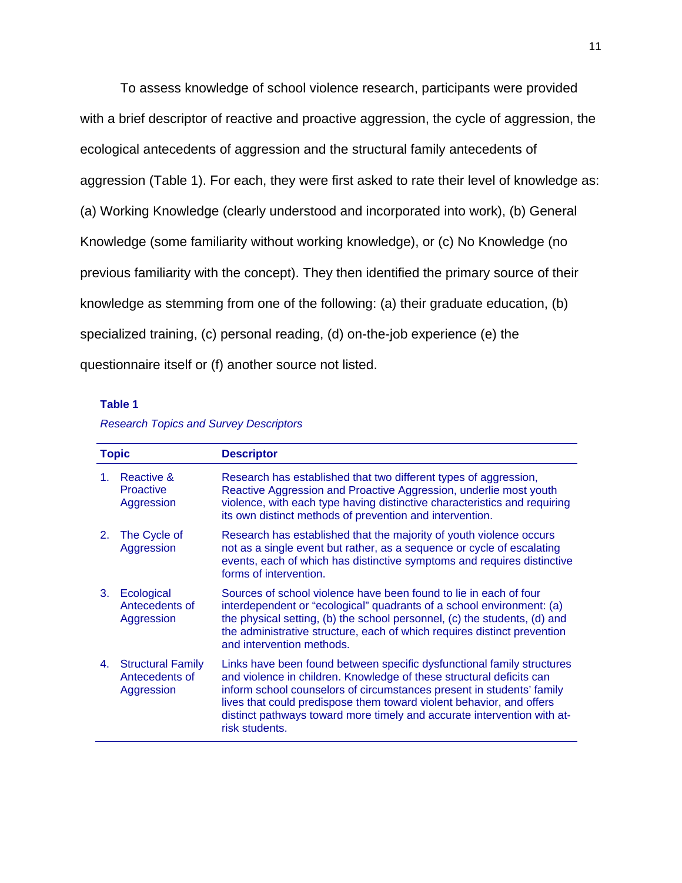To assess knowledge of school violence research, participants were provided with a brief descriptor of reactive and proactive aggression, the cycle of aggression, the ecological antecedents of aggression and the structural family antecedents of aggression (Table 1). For each, they were first asked to rate their level of knowledge as: (a) Working Knowledge (clearly understood and incorporated into work), (b) General Knowledge (some familiarity without working knowledge), or (c) No Knowledge (no previous familiarity with the concept). They then identified the primary source of their knowledge as stemming from one of the following: (a) their graduate education, (b) specialized training, (c) personal reading, (d) on-the-job experience (e) the questionnaire itself or (f) another source not listed.

**Table 1**

*Research Topics and Survey Descriptors*

| Topic | Descriptor |
|---|---|
| 1. Reactive & Proactive Aggression | Research has established that two different types of aggression, Reactive Aggression and Proactive Aggression, underlie most youth violence, with each type having distinctive characteristics and requiring its own distinct methods of prevention and intervention. |
| 2. The Cycle of Aggression | Research has established that the majority of youth violence occurs not as a single event but rather, as a sequence or cycle of escalating events, each of which has distinctive symptoms and requires distinctive forms of intervention. |
| 3. Ecological Antecedents of Aggression | Sources of school violence have been found to lie in each of four interdependent or "ecological" quadrants of a school environment: (a) the physical setting, (b) the school personnel, (c) the students, (d) and the administrative structure, each of which requires distinct prevention and intervention methods. |
| 4. Structural Family Antecedents of Aggression | Links have been found between specific dysfunctional family structures and violence in children. Knowledge of these structural deficits can inform school counselors of circumstances present in students' family lives that could predispose them toward violent behavior, and offers distinct pathways toward more timely and accurate intervention with at-risk students. |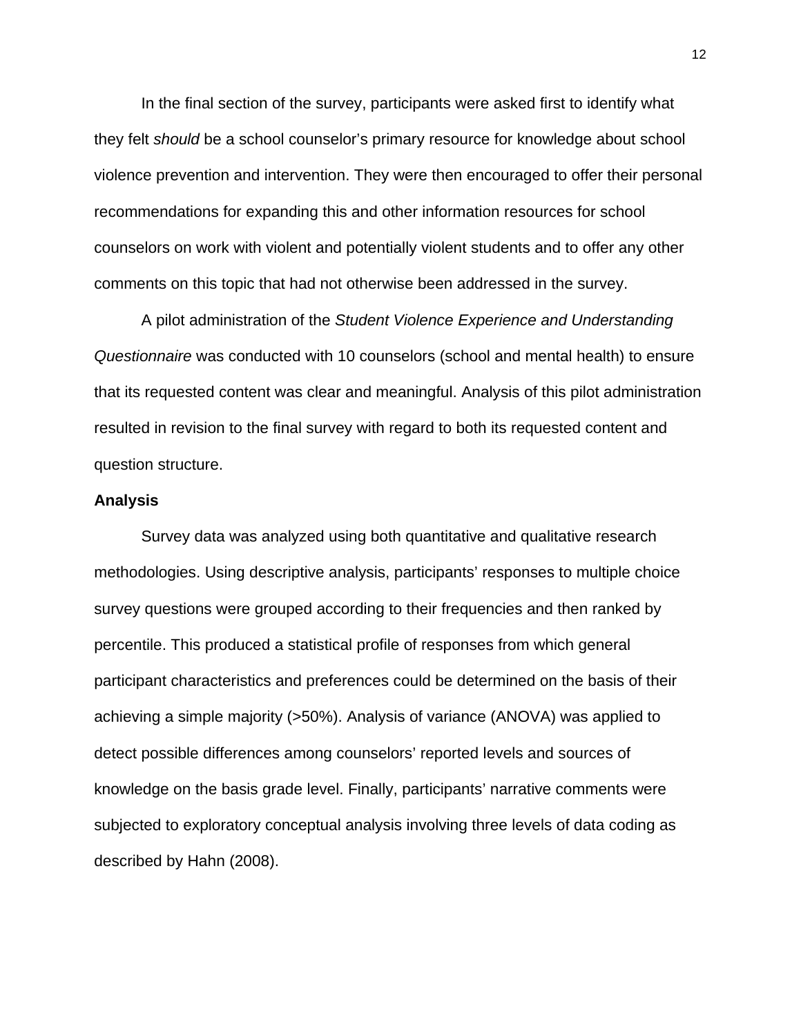In the final section of the survey, participants were asked first to identify what they felt *should* be a school counselor's primary resource for knowledge about school violence prevention and intervention. They were then encouraged to offer their personal recommendations for expanding this and other information resources for school counselors on work with violent and potentially violent students and to offer any other comments on this topic that had not otherwise been addressed in the survey.

A pilot administration of the *Student Violence Experience and Understanding Questionnaire* was conducted with 10 counselors (school and mental health) to ensure that its requested content was clear and meaningful. Analysis of this pilot administration resulted in revision to the final survey with regard to both its requested content and question structure.

**Analysis**

Survey data was analyzed using both quantitative and qualitative research methodologies. Using descriptive analysis, participants' responses to multiple choice survey questions were grouped according to their frequencies and then ranked by percentile. This produced a statistical profile of responses from which general participant characteristics and preferences could be determined on the basis of their achieving a simple majority (>50%). Analysis of variance (ANOVA) was applied to detect possible differences among counselors' reported levels and sources of knowledge on the basis grade level. Finally, participants' narrative comments were subjected to exploratory conceptual analysis involving three levels of data coding as described by Hahn (2008).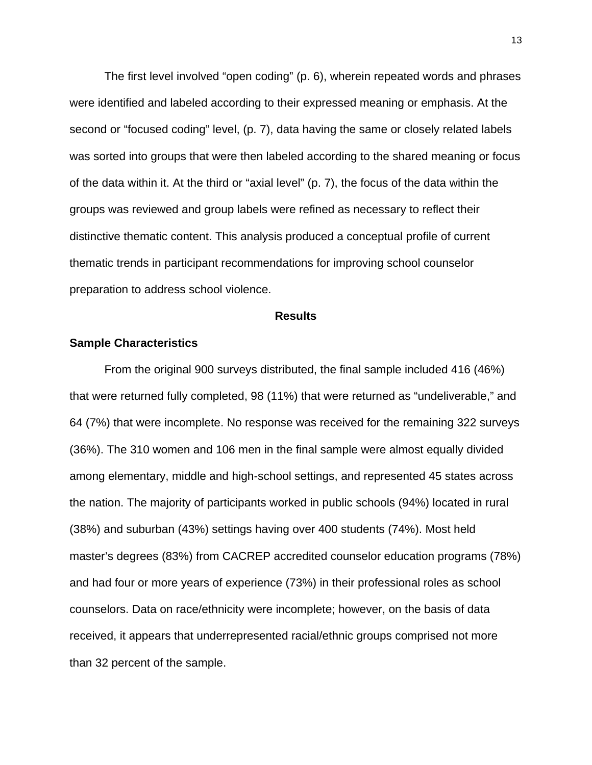The first level involved “open coding” (p. 6), wherein repeated words and phrases were identified and labeled according to their expressed meaning or emphasis. At the second or “focused coding” level, (p. 7), data having the same or closely related labels was sorted into groups that were then labeled according to the shared meaning or focus of the data within it. At the third or “axial level” (p. 7), the focus of the data within the groups was reviewed and group labels were refined as necessary to reflect their distinctive thematic content. This analysis produced a conceptual profile of current thematic trends in participant recommendations for improving school counselor preparation to address school violence.

## Results

### Sample Characteristics

From the original 900 surveys distributed, the final sample included 416 (46%) that were returned fully completed, 98 (11%) that were returned as “undeliverable,” and 64 (7%) that were incomplete. No response was received for the remaining 322 surveys (36%). The 310 women and 106 men in the final sample were almost equally divided among elementary, middle and high-school settings, and represented 45 states across the nation. The majority of participants worked in public schools (94%) located in rural (38%) and suburban (43%) settings having over 400 students (74%). Most held master’s degrees (83%) from CACREP accredited counselor education programs (78%) and had four or more years of experience (73%) in their professional roles as school counselors. Data on race/ethnicity were incomplete; however, on the basis of data received, it appears that underrepresented racial/ethnic groups comprised not more than 32 percent of the sample.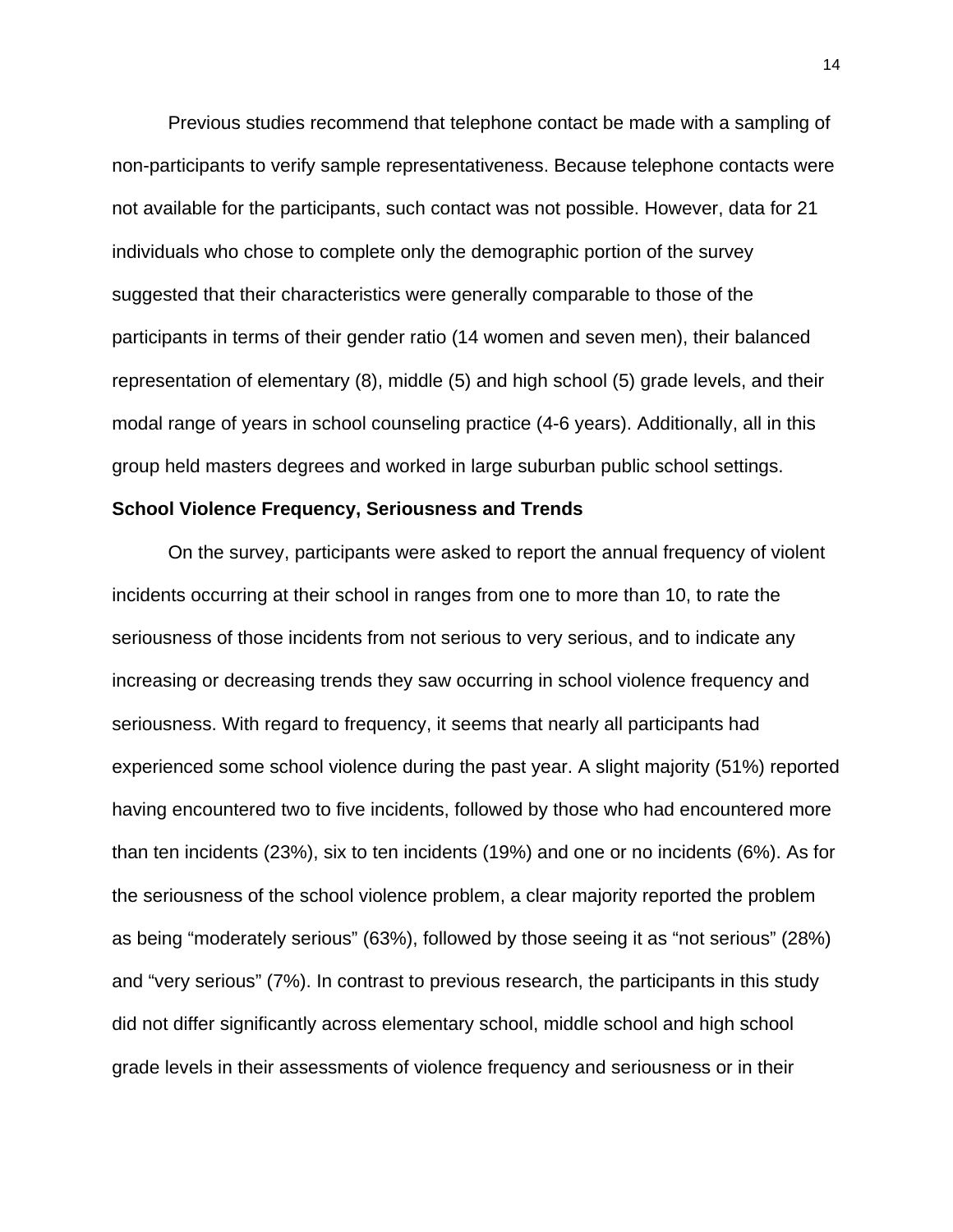Previous studies recommend that telephone contact be made with a sampling of non-participants to verify sample representativeness. Because telephone contacts were not available for the participants, such contact was not possible. However, data for 21 individuals who chose to complete only the demographic portion of the survey suggested that their characteristics were generally comparable to those of the participants in terms of their gender ratio (14 women and seven men), their balanced representation of elementary (8), middle (5) and high school (5) grade levels, and their modal range of years in school counseling practice (4-6 years). Additionally, all in this group held masters degrees and worked in large suburban public school settings.

**School Violence Frequency, Seriousness and Trends**

On the survey, participants were asked to report the annual frequency of violent incidents occurring at their school in ranges from one to more than 10, to rate the seriousness of those incidents from not serious to very serious, and to indicate any increasing or decreasing trends they saw occurring in school violence frequency and seriousness. With regard to frequency, it seems that nearly all participants had experienced some school violence during the past year. A slight majority (51%) reported having encountered two to five incidents, followed by those who had encountered more than ten incidents (23%), six to ten incidents (19%) and one or no incidents (6%). As for the seriousness of the school violence problem, a clear majority reported the problem as being "moderately serious" (63%), followed by those seeing it as "not serious" (28%) and "very serious" (7%). In contrast to previous research, the participants in this study did not differ significantly across elementary school, middle school and high school grade levels in their assessments of violence frequency and seriousness or in their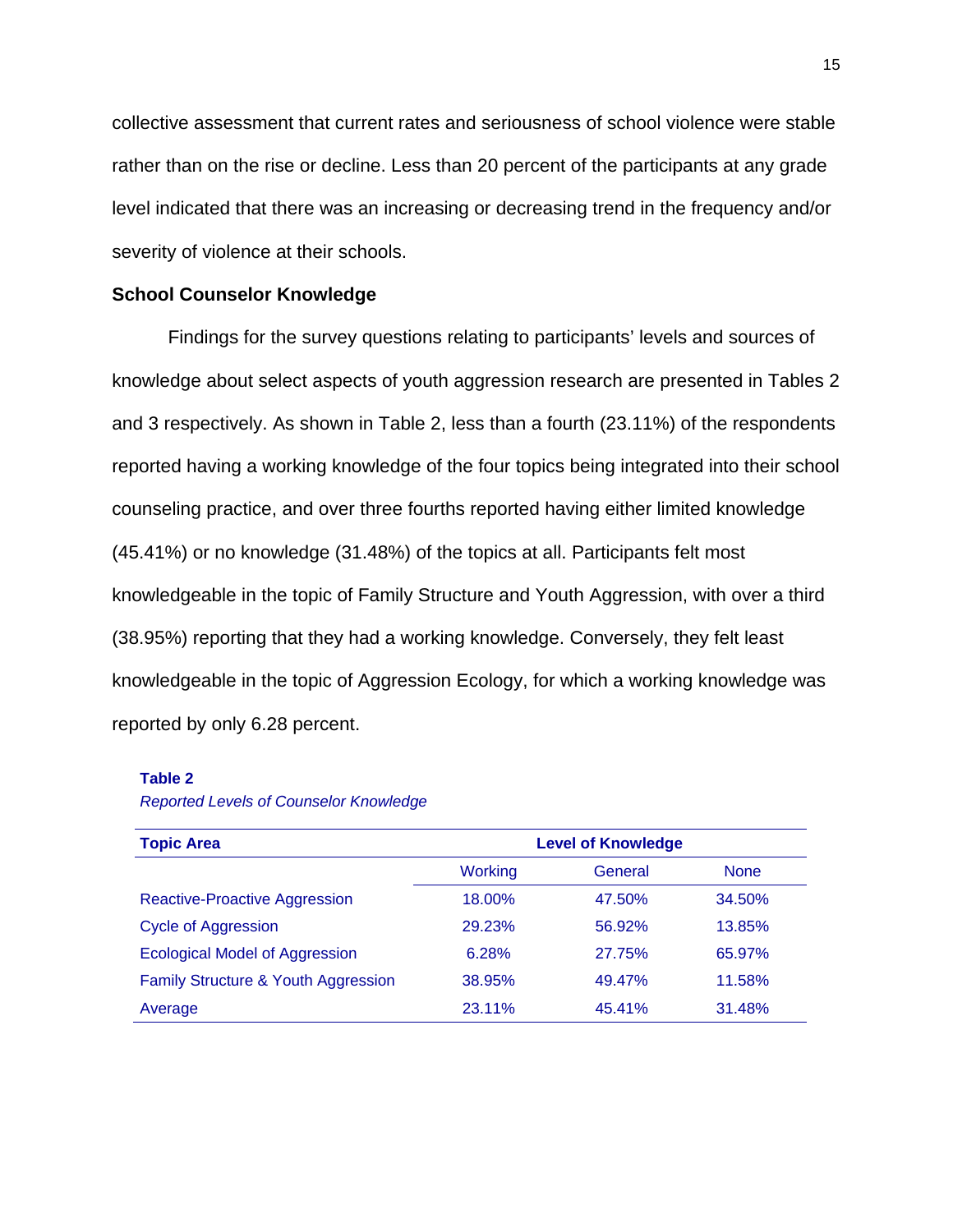collective assessment that current rates and seriousness of school violence were stable rather than on the rise or decline. Less than 20 percent of the participants at any grade level indicated that there was an increasing or decreasing trend in the frequency and/or severity of violence at their schools.

### School Counselor Knowledge

Findings for the survey questions relating to participants' levels and sources of knowledge about select aspects of youth aggression research are presented in Tables 2 and 3 respectively. As shown in Table 2, less than a fourth (23.11%) of the respondents reported having a working knowledge of the four topics being integrated into their school counseling practice, and over three fourths reported having either limited knowledge (45.41%) or no knowledge (31.48%) of the topics at all. Participants felt most knowledgeable in the topic of Family Structure and Youth Aggression, with over a third (38.95%) reporting that they had a working knowledge. Conversely, they felt least knowledgeable in the topic of Aggression Ecology, for which a working knowledge was reported by only 6.28 percent.

**Table 2**

*Reported Levels of Counselor Knowledge*

| Topic Area | Level of Knowledge | | |
|---|---|---|---|
| | Working | General | None |
| Reactive-Proactive Aggression | 18.00% | 47.50% | 34.50% |
| Cycle of Aggression | 29.23% | 56.92% | 13.85% |
| Ecological Model of Aggression | 6.28% | 27.75% | 65.97% |
| Family Structure & Youth Aggression | 38.95% | 49.47% | 11.58% |
| Average | 23.11% | 45.41% | 31.48% |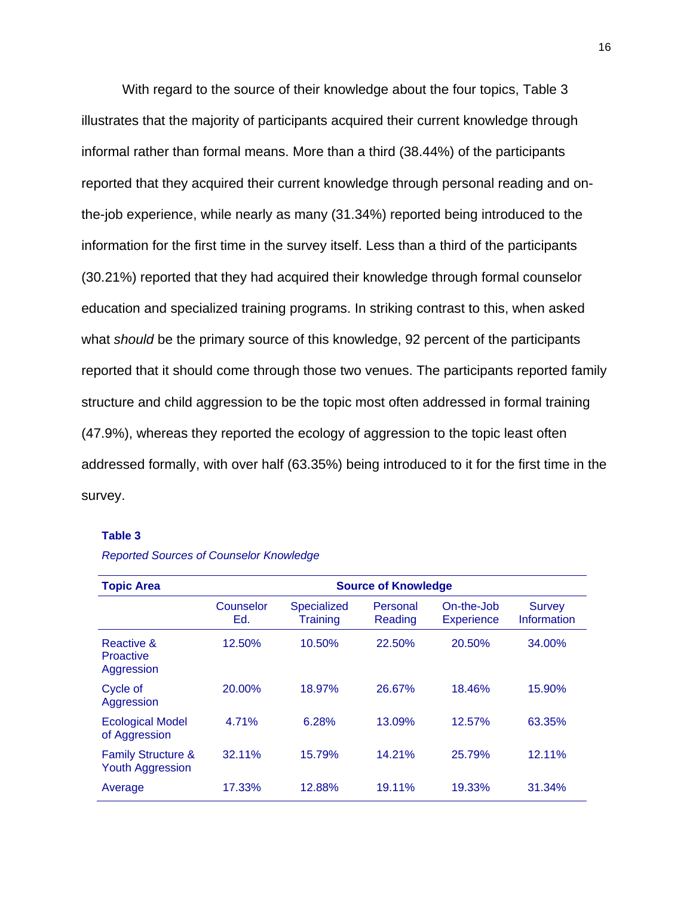With regard to the source of their knowledge about the four topics, Table 3 illustrates that the majority of participants acquired their current knowledge through informal rather than formal means. More than a third (38.44%) of the participants reported that they acquired their current knowledge through personal reading and on-the-job experience, while nearly as many (31.34%) reported being introduced to the information for the first time in the survey itself. Less than a third of the participants (30.21%) reported that they had acquired their knowledge through formal counselor education and specialized training programs. In striking contrast to this, when asked what *should* be the primary source of this knowledge, 92 percent of the participants reported that it should come through those two venues. The participants reported family structure and child aggression to be the topic most often addressed in formal training (47.9%), whereas they reported the ecology of aggression to the topic least often addressed formally, with over half (63.35%) being introduced to it for the first time in the survey.

**Table 3**

*Reported Sources of Counselor Knowledge*

| **Topic Area** | **Source of Knowledge** | | | | |
|---|---|---|---|---|---|
| | Counselor Ed. | Specialized Training | Personal Reading | On-the-Job Experience | Survey Information |
| Reactive & Proactive Aggression | 12.50% | 10.50% | 22.50% | 20.50% | 34.00% |
| Cycle of Aggression | 20.00% | 18.97% | 26.67% | 18.46% | 15.90% |
| Ecological Model of Aggression | 4.71% | 6.28% | 13.09% | 12.57% | 63.35% |
| Family Structure & Youth Aggression | 32.11% | 15.79% | 14.21% | 25.79% | 12.11% |
| Average | 17.33% | 12.88% | 19.11% | 19.33% | 31.34% |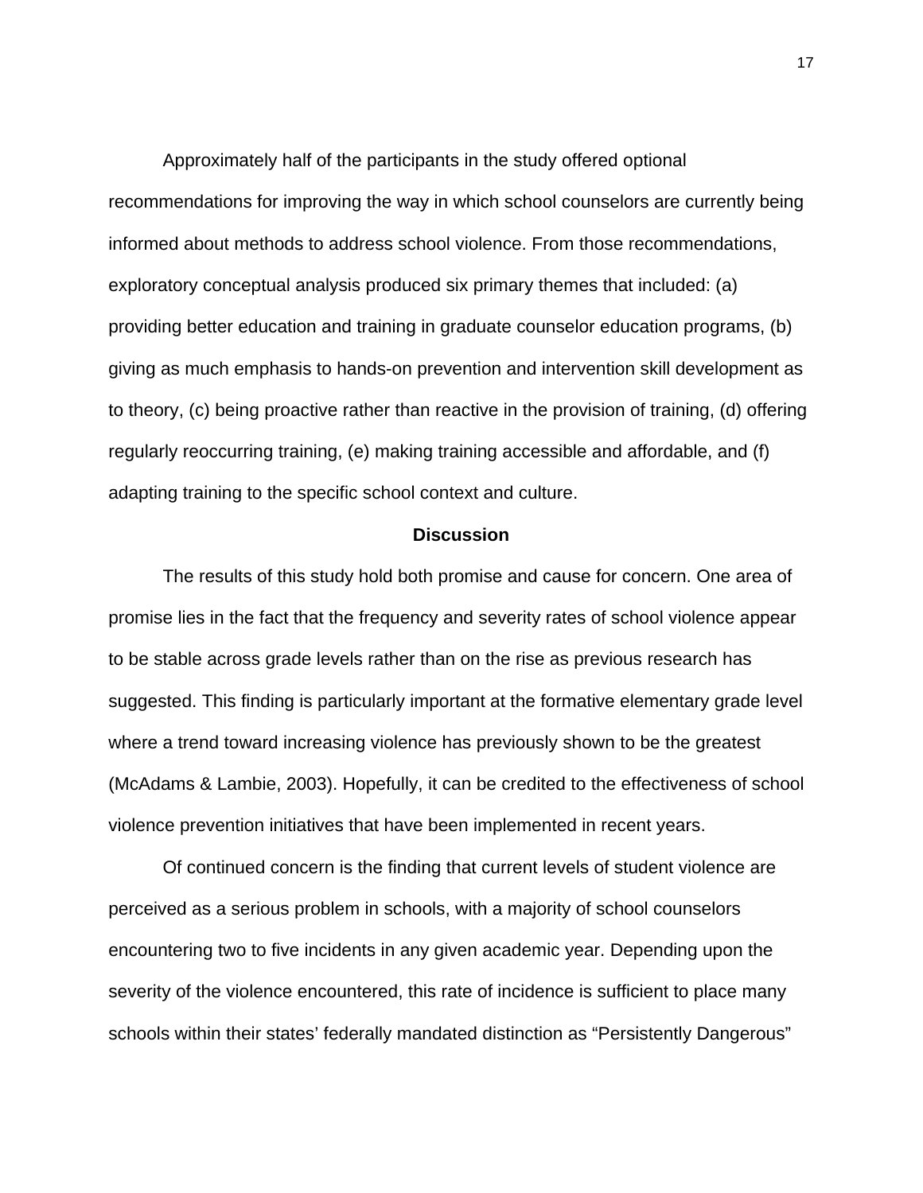Approximately half of the participants in the study offered optional recommendations for improving the way in which school counselors are currently being informed about methods to address school violence. From those recommendations, exploratory conceptual analysis produced six primary themes that included: (a) providing better education and training in graduate counselor education programs, (b) giving as much emphasis to hands-on prevention and intervention skill development as to theory, (c) being proactive rather than reactive in the provision of training, (d) offering regularly reoccurring training, (e) making training accessible and affordable, and (f) adapting training to the specific school context and culture.

## Discussion

The results of this study hold both promise and cause for concern. One area of promise lies in the fact that the frequency and severity rates of school violence appear to be stable across grade levels rather than on the rise as previous research has suggested. This finding is particularly important at the formative elementary grade level where a trend toward increasing violence has previously shown to be the greatest (McAdams & Lambie, 2003). Hopefully, it can be credited to the effectiveness of school violence prevention initiatives that have been implemented in recent years.

Of continued concern is the finding that current levels of student violence are perceived as a serious problem in schools, with a majority of school counselors encountering two to five incidents in any given academic year. Depending upon the severity of the violence encountered, this rate of incidence is sufficient to place many schools within their states' federally mandated distinction as "Persistently Dangerous"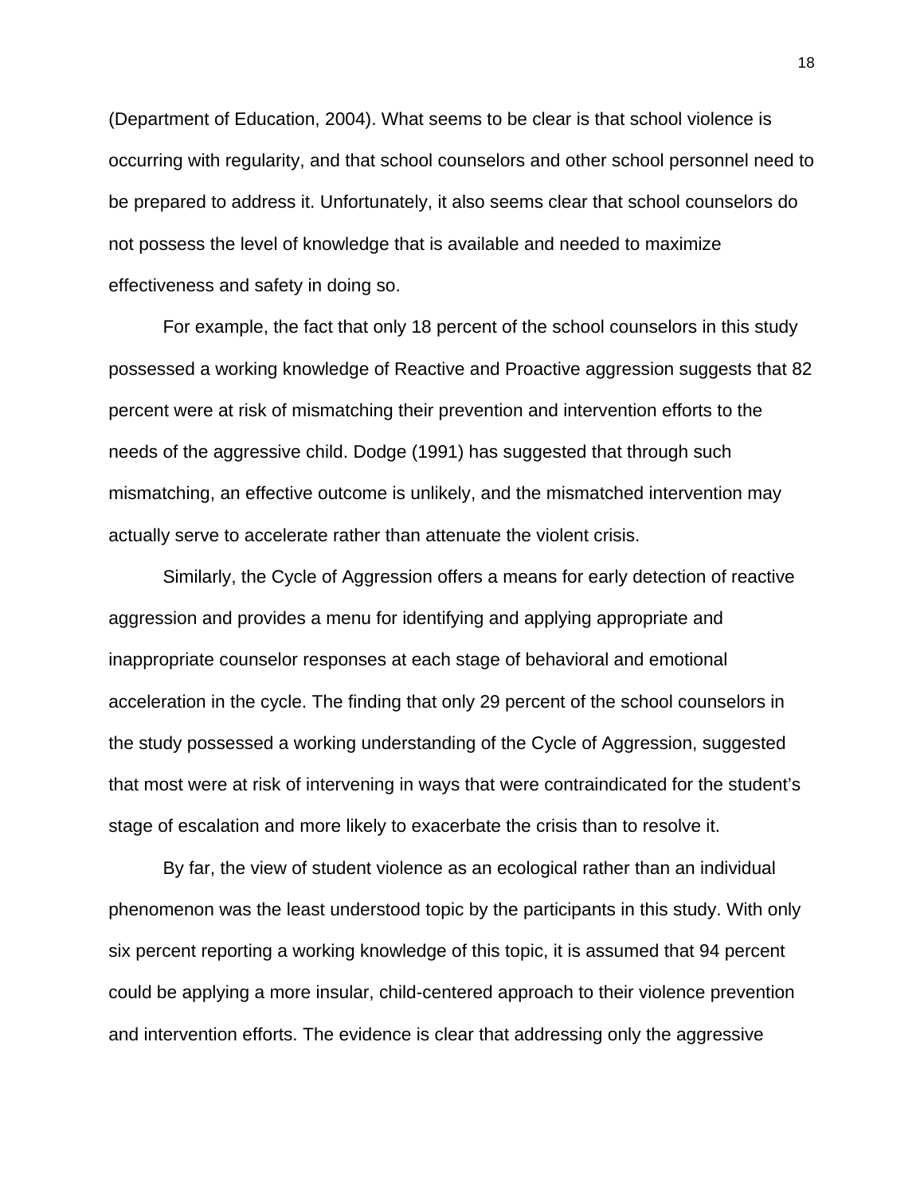(Department of Education, 2004). What seems to be clear is that school violence is occurring with regularity, and that school counselors and other school personnel need to be prepared to address it. Unfortunately, it also seems clear that school counselors do not possess the level of knowledge that is available and needed to maximize effectiveness and safety in doing so.

For example, the fact that only 18 percent of the school counselors in this study possessed a working knowledge of Reactive and Proactive aggression suggests that 82 percent were at risk of mismatching their prevention and intervention efforts to the needs of the aggressive child. Dodge (1991) has suggested that through such mismatching, an effective outcome is unlikely, and the mismatched intervention may actually serve to accelerate rather than attenuate the violent crisis.

Similarly, the Cycle of Aggression offers a means for early detection of reactive aggression and provides a menu for identifying and applying appropriate and inappropriate counselor responses at each stage of behavioral and emotional acceleration in the cycle. The finding that only 29 percent of the school counselors in the study possessed a working understanding of the Cycle of Aggression, suggested that most were at risk of intervening in ways that were contraindicated for the student's stage of escalation and more likely to exacerbate the crisis than to resolve it.

By far, the view of student violence as an ecological rather than an individual phenomenon was the least understood topic by the participants in this study. With only six percent reporting a working knowledge of this topic, it is assumed that 94 percent could be applying a more insular, child-centered approach to their violence prevention and intervention efforts. The evidence is clear that addressing only the aggressive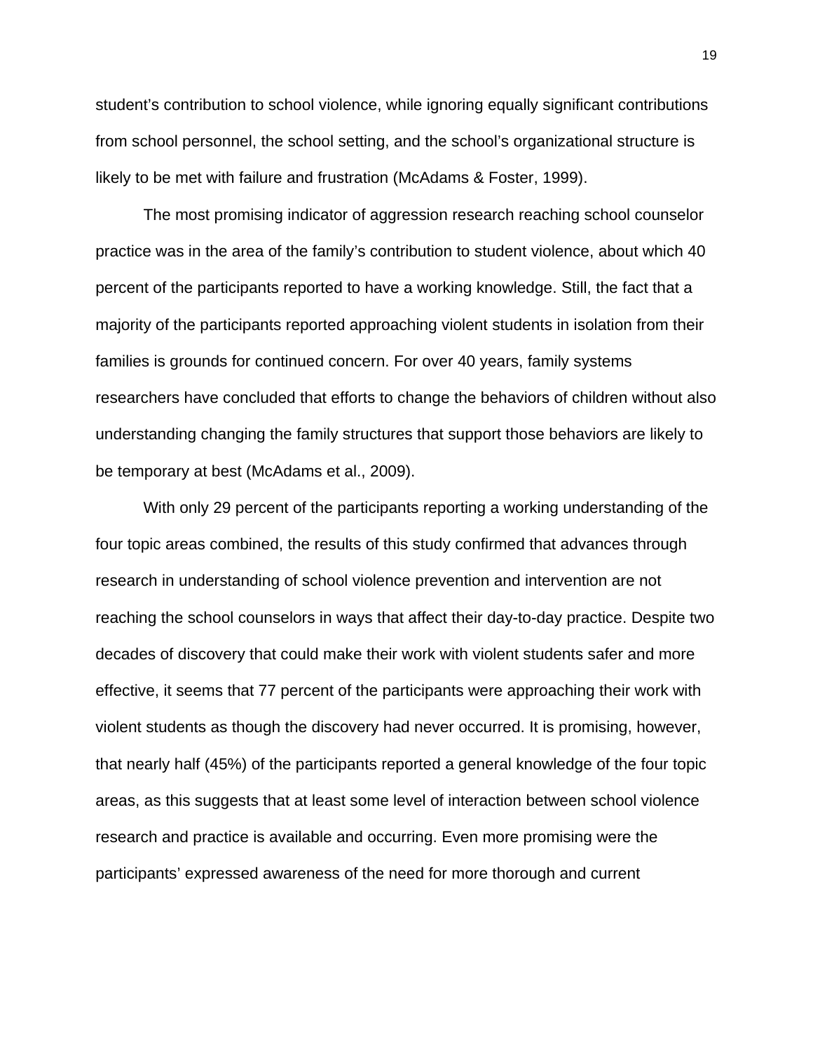student's contribution to school violence, while ignoring equally significant contributions from school personnel, the school setting, and the school's organizational structure is likely to be met with failure and frustration (McAdams & Foster, 1999).

The most promising indicator of aggression research reaching school counselor practice was in the area of the family's contribution to student violence, about which 40 percent of the participants reported to have a working knowledge. Still, the fact that a majority of the participants reported approaching violent students in isolation from their families is grounds for continued concern. For over 40 years, family systems researchers have concluded that efforts to change the behaviors of children without also understanding changing the family structures that support those behaviors are likely to be temporary at best (McAdams et al., 2009).

With only 29 percent of the participants reporting a working understanding of the four topic areas combined, the results of this study confirmed that advances through research in understanding of school violence prevention and intervention are not reaching the school counselors in ways that affect their day-to-day practice. Despite two decades of discovery that could make their work with violent students safer and more effective, it seems that 77 percent of the participants were approaching their work with violent students as though the discovery had never occurred. It is promising, however, that nearly half (45%) of the participants reported a general knowledge of the four topic areas, as this suggests that at least some level of interaction between school violence research and practice is available and occurring. Even more promising were the participants' expressed awareness of the need for more thorough and current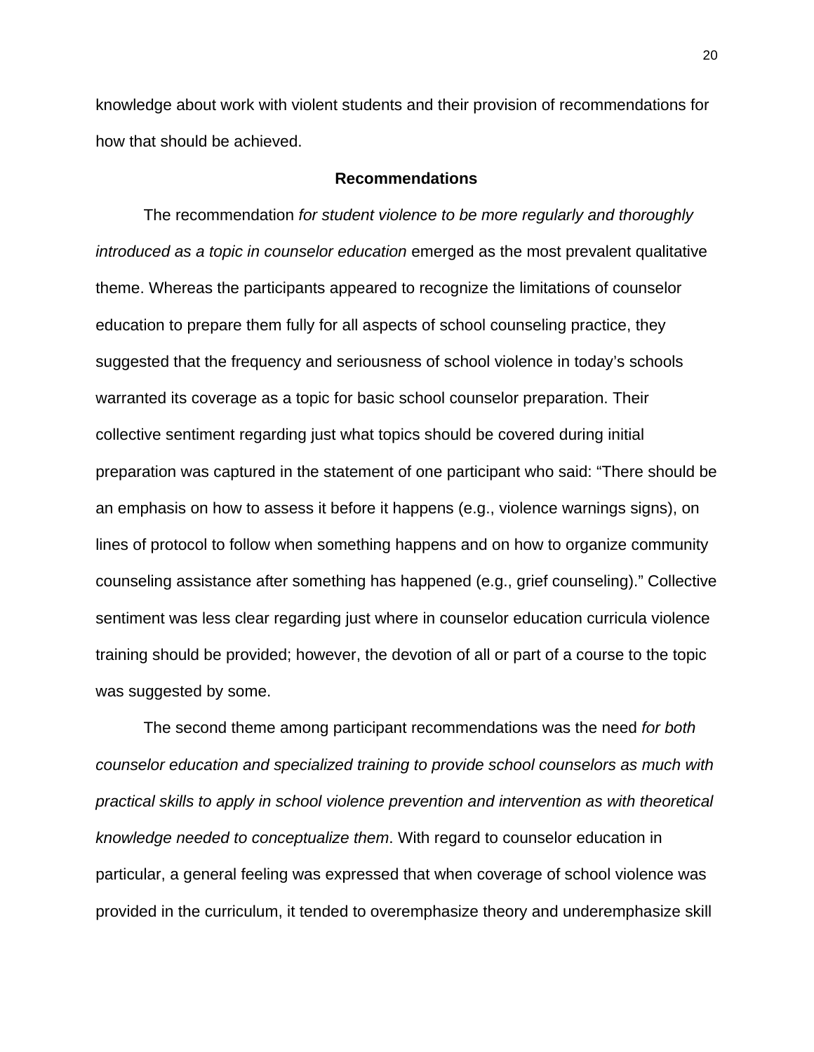knowledge about work with violent students and their provision of recommendations for how that should be achieved.

## Recommendations

The recommendation *for student violence to be more regularly and thoroughly introduced as a topic in counselor education* emerged as the most prevalent qualitative theme. Whereas the participants appeared to recognize the limitations of counselor education to prepare them fully for all aspects of school counseling practice, they suggested that the frequency and seriousness of school violence in today's schools warranted its coverage as a topic for basic school counselor preparation. Their collective sentiment regarding just what topics should be covered during initial preparation was captured in the statement of one participant who said: "There should be an emphasis on how to assess it before it happens (e.g., violence warnings signs), on lines of protocol to follow when something happens and on how to organize community counseling assistance after something has happened (e.g., grief counseling)." Collective sentiment was less clear regarding just where in counselor education curricula violence training should be provided; however, the devotion of all or part of a course to the topic was suggested by some.

The second theme among participant recommendations was the need *for both counselor education and specialized training to provide school counselors as much with practical skills to apply in school violence prevention and intervention as with theoretical knowledge needed to conceptualize them*. With regard to counselor education in particular, a general feeling was expressed that when coverage of school violence was provided in the curriculum, it tended to overemphasize theory and underemphasize skill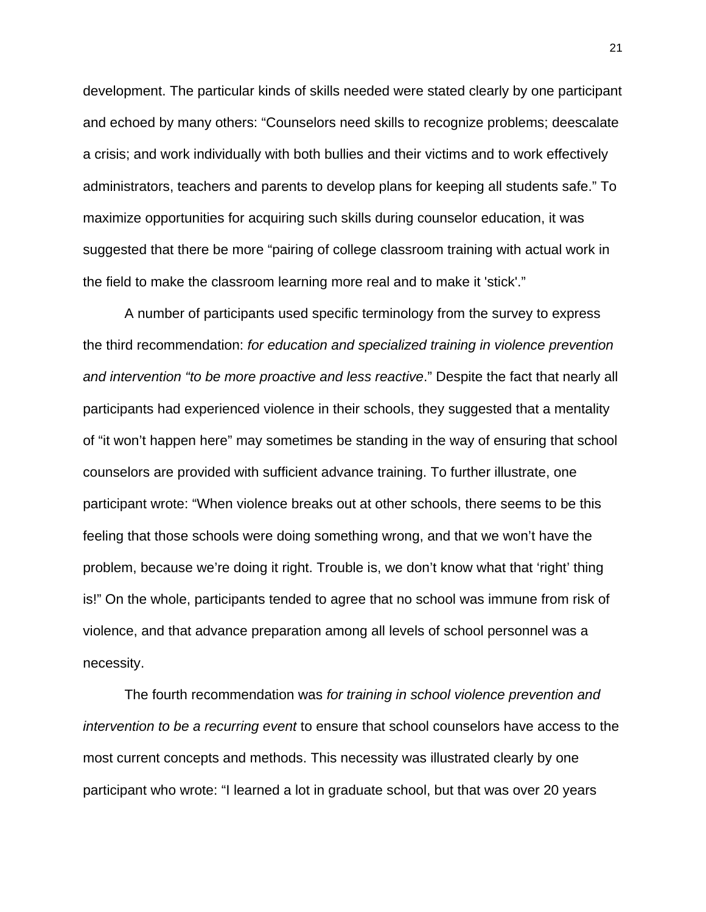development. The particular kinds of skills needed were stated clearly by one participant and echoed by many others: “Counselors need skills to recognize problems; deescalate a crisis; and work individually with both bullies and their victims and to work effectively administrators, teachers and parents to develop plans for keeping all students safe.” To maximize opportunities for acquiring such skills during counselor education, it was suggested that there be more “pairing of college classroom training with actual work in the field to make the classroom learning more real and to make it 'stick'.”

A number of participants used specific terminology from the survey to express the third recommendation: *for education and specialized training in violence prevention and intervention “to be more proactive and less reactive*.” Despite the fact that nearly all participants had experienced violence in their schools, they suggested that a mentality of “it won’t happen here” may sometimes be standing in the way of ensuring that school counselors are provided with sufficient advance training. To further illustrate, one participant wrote: “When violence breaks out at other schools, there seems to be this feeling that those schools were doing something wrong, and that we won’t have the problem, because we’re doing it right. Trouble is, we don’t know what that ‘right’ thing is!” On the whole, participants tended to agree that no school was immune from risk of violence, and that advance preparation among all levels of school personnel was a necessity.

The fourth recommendation was *for training in school violence prevention and intervention to be a recurring event* to ensure that school counselors have access to the most current concepts and methods. This necessity was illustrated clearly by one participant who wrote: “I learned a lot in graduate school, but that was over 20 years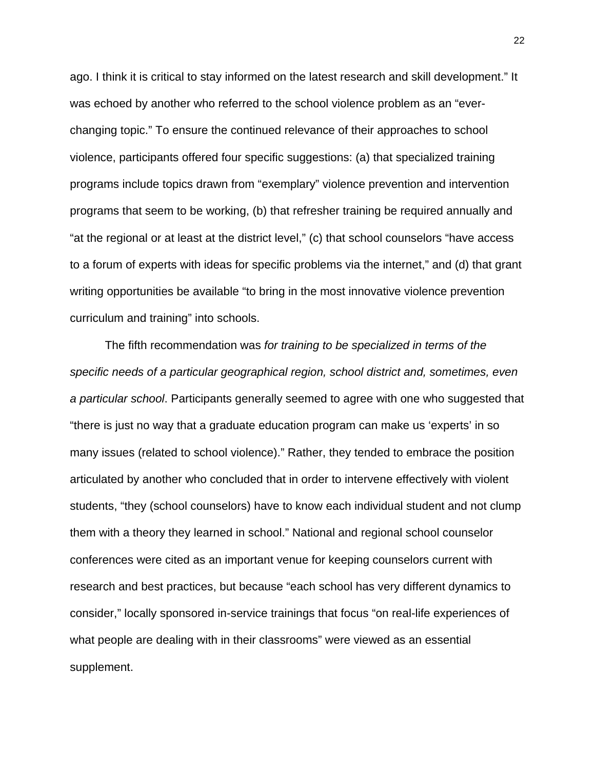ago. I think it is critical to stay informed on the latest research and skill development." It was echoed by another who referred to the school violence problem as an "ever-changing topic." To ensure the continued relevance of their approaches to school violence, participants offered four specific suggestions: (a) that specialized training programs include topics drawn from "exemplary" violence prevention and intervention programs that seem to be working, (b) that refresher training be required annually and "at the regional or at least at the district level," (c) that school counselors "have access to a forum of experts with ideas for specific problems via the internet," and (d) that grant writing opportunities be available "to bring in the most innovative violence prevention curriculum and training" into schools.

The fifth recommendation was *for training to be specialized in terms of the specific needs of a particular geographical region, school district and, sometimes, even a particular school*. Participants generally seemed to agree with one who suggested that "there is just no way that a graduate education program can make us 'experts' in so many issues (related to school violence)." Rather, they tended to embrace the position articulated by another who concluded that in order to intervene effectively with violent students, "they (school counselors) have to know each individual student and not clump them with a theory they learned in school." National and regional school counselor conferences were cited as an important venue for keeping counselors current with research and best practices, but because "each school has very different dynamics to consider," locally sponsored in-service trainings that focus "on real-life experiences of what people are dealing with in their classrooms" were viewed as an essential supplement.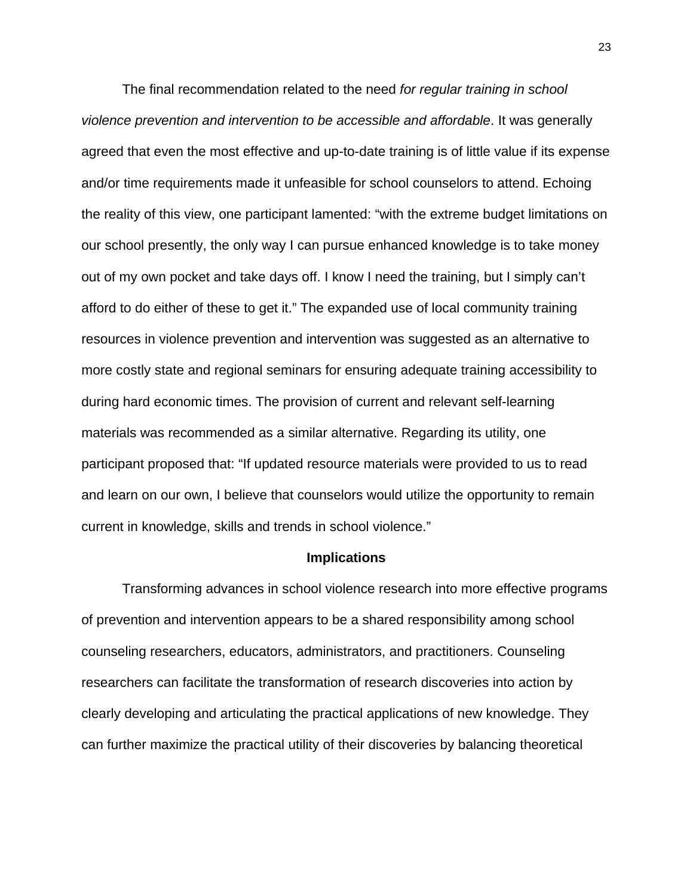The final recommendation related to the need *for regular training in school violence prevention and intervention to be accessible and affordable*. It was generally agreed that even the most effective and up-to-date training is of little value if its expense and/or time requirements made it unfeasible for school counselors to attend. Echoing the reality of this view, one participant lamented: "with the extreme budget limitations on our school presently, the only way I can pursue enhanced knowledge is to take money out of my own pocket and take days off. I know I need the training, but I simply can't afford to do either of these to get it." The expanded use of local community training resources in violence prevention and intervention was suggested as an alternative to more costly state and regional seminars for ensuring adequate training accessibility to during hard economic times. The provision of current and relevant self-learning materials was recommended as a similar alternative. Regarding its utility, one participant proposed that: "If updated resource materials were provided to us to read and learn on our own, I believe that counselors would utilize the opportunity to remain current in knowledge, skills and trends in school violence."

## Implications

Transforming advances in school violence research into more effective programs of prevention and intervention appears to be a shared responsibility among school counseling researchers, educators, administrators, and practitioners. Counseling researchers can facilitate the transformation of research discoveries into action by clearly developing and articulating the practical applications of new knowledge. They can further maximize the practical utility of their discoveries by balancing theoretical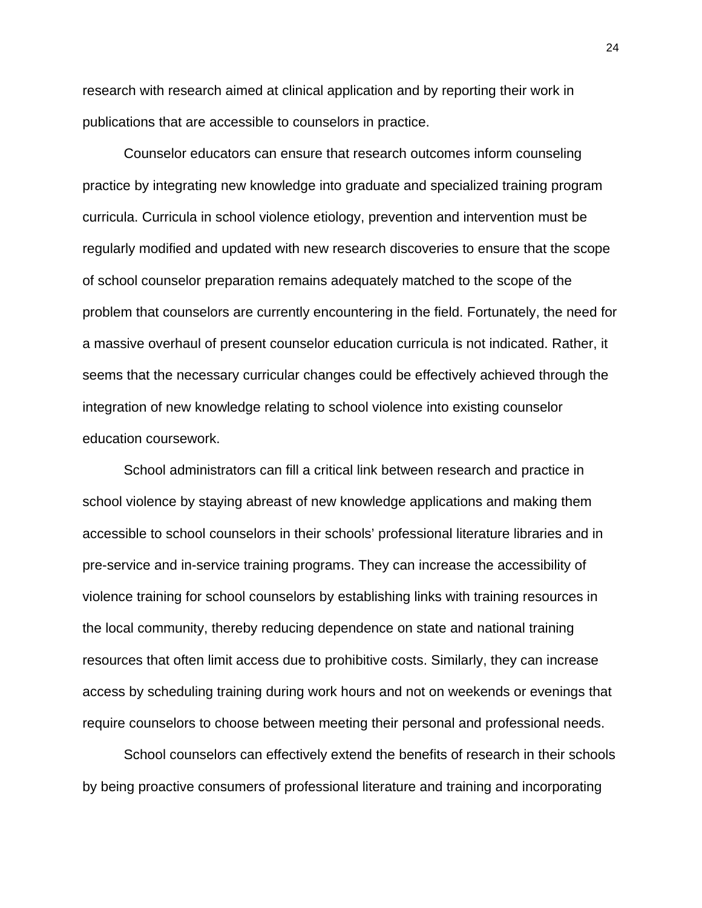research with research aimed at clinical application and by reporting their work in publications that are accessible to counselors in practice.

Counselor educators can ensure that research outcomes inform counseling practice by integrating new knowledge into graduate and specialized training program curricula. Curricula in school violence etiology, prevention and intervention must be regularly modified and updated with new research discoveries to ensure that the scope of school counselor preparation remains adequately matched to the scope of the problem that counselors are currently encountering in the field. Fortunately, the need for a massive overhaul of present counselor education curricula is not indicated. Rather, it seems that the necessary curricular changes could be effectively achieved through the integration of new knowledge relating to school violence into existing counselor education coursework.

School administrators can fill a critical link between research and practice in school violence by staying abreast of new knowledge applications and making them accessible to school counselors in their schools' professional literature libraries and in pre-service and in-service training programs. They can increase the accessibility of violence training for school counselors by establishing links with training resources in the local community, thereby reducing dependence on state and national training resources that often limit access due to prohibitive costs. Similarly, they can increase access by scheduling training during work hours and not on weekends or evenings that require counselors to choose between meeting their personal and professional needs.

School counselors can effectively extend the benefits of research in their schools by being proactive consumers of professional literature and training and incorporating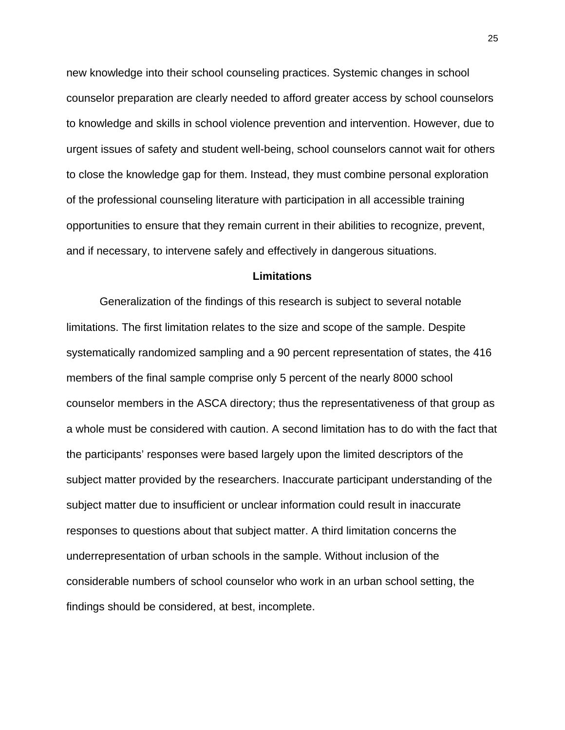new knowledge into their school counseling practices. Systemic changes in school counselor preparation are clearly needed to afford greater access by school counselors to knowledge and skills in school violence prevention and intervention. However, due to urgent issues of safety and student well-being, school counselors cannot wait for others to close the knowledge gap for them. Instead, they must combine personal exploration of the professional counseling literature with participation in all accessible training opportunities to ensure that they remain current in their abilities to recognize, prevent, and if necessary, to intervene safely and effectively in dangerous situations.

## Limitations

Generalization of the findings of this research is subject to several notable limitations. The first limitation relates to the size and scope of the sample. Despite systematically randomized sampling and a 90 percent representation of states, the 416 members of the final sample comprise only 5 percent of the nearly 8000 school counselor members in the ASCA directory; thus the representativeness of that group as a whole must be considered with caution. A second limitation has to do with the fact that the participants' responses were based largely upon the limited descriptors of the subject matter provided by the researchers. Inaccurate participant understanding of the subject matter due to insufficient or unclear information could result in inaccurate responses to questions about that subject matter. A third limitation concerns the underrepresentation of urban schools in the sample. Without inclusion of the considerable numbers of school counselor who work in an urban school setting, the findings should be considered, at best, incomplete.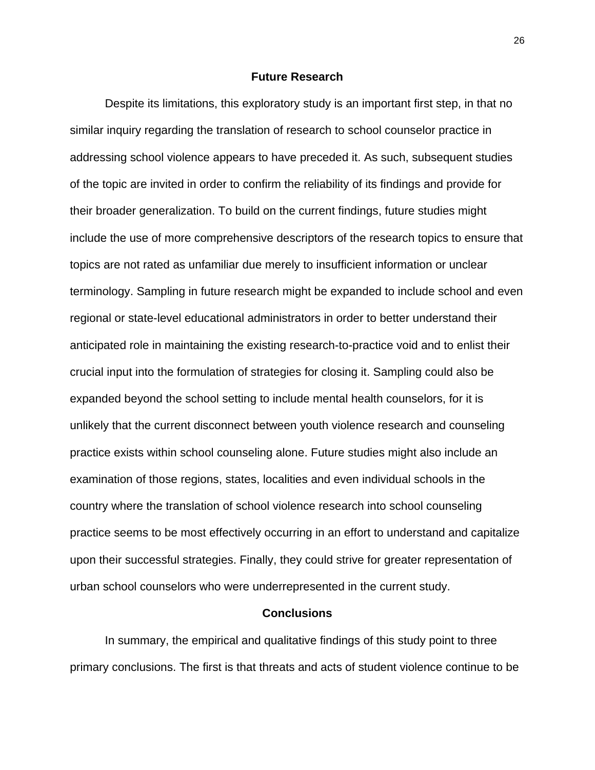## Future Research

Despite its limitations, this exploratory study is an important first step, in that no similar inquiry regarding the translation of research to school counselor practice in addressing school violence appears to have preceded it. As such, subsequent studies of the topic are invited in order to confirm the reliability of its findings and provide for their broader generalization. To build on the current findings, future studies might include the use of more comprehensive descriptors of the research topics to ensure that topics are not rated as unfamiliar due merely to insufficient information or unclear terminology. Sampling in future research might be expanded to include school and even regional or state-level educational administrators in order to better understand their anticipated role in maintaining the existing research-to-practice void and to enlist their crucial input into the formulation of strategies for closing it. Sampling could also be expanded beyond the school setting to include mental health counselors, for it is unlikely that the current disconnect between youth violence research and counseling practice exists within school counseling alone. Future studies might also include an examination of those regions, states, localities and even individual schools in the country where the translation of school violence research into school counseling practice seems to be most effectively occurring in an effort to understand and capitalize upon their successful strategies. Finally, they could strive for greater representation of urban school counselors who were underrepresented in the current study.

## Conclusions

In summary, the empirical and qualitative findings of this study point to three primary conclusions. The first is that threats and acts of student violence continue to be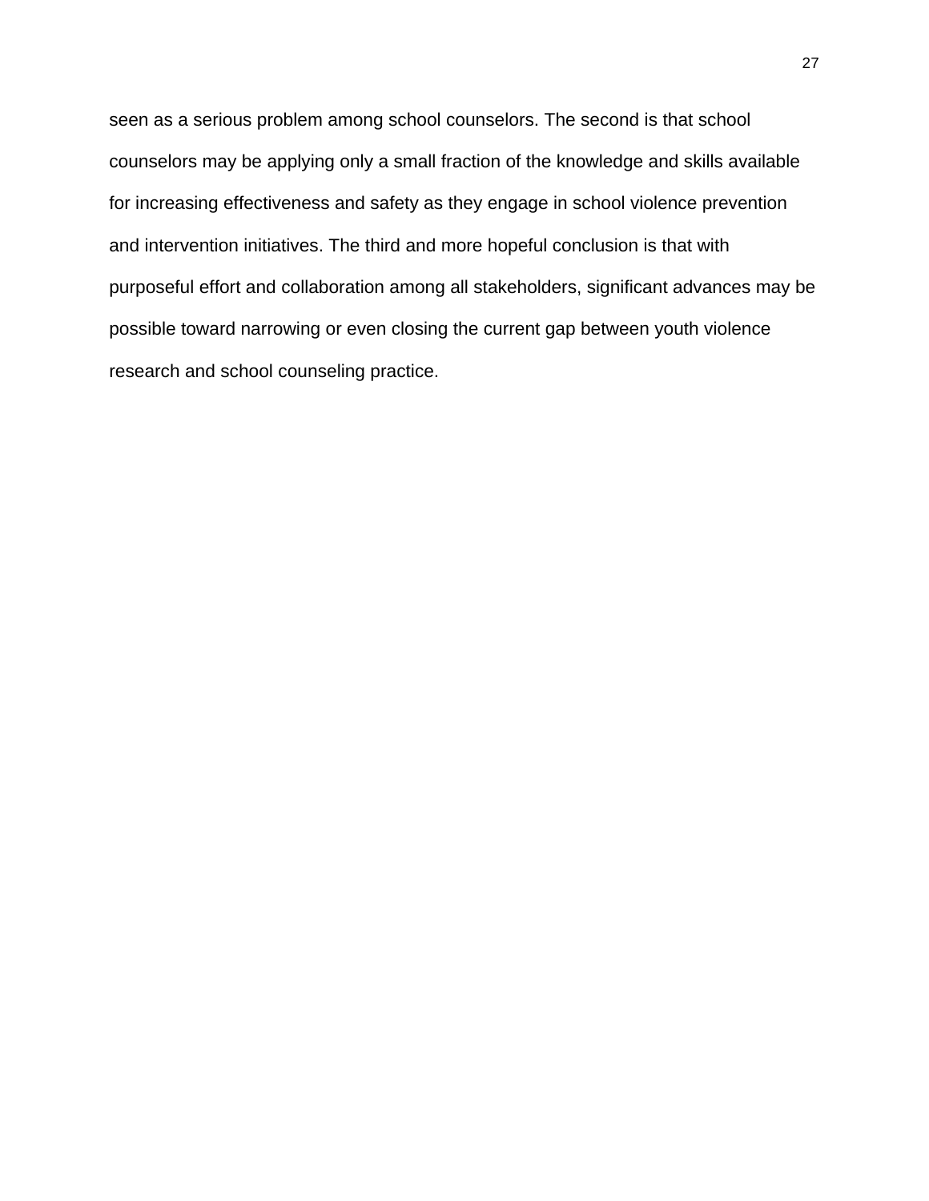seen as a serious problem among school counselors. The second is that school counselors may be applying only a small fraction of the knowledge and skills available for increasing effectiveness and safety as they engage in school violence prevention and intervention initiatives. The third and more hopeful conclusion is that with purposeful effort and collaboration among all stakeholders, significant advances may be possible toward narrowing or even closing the current gap between youth violence research and school counseling practice.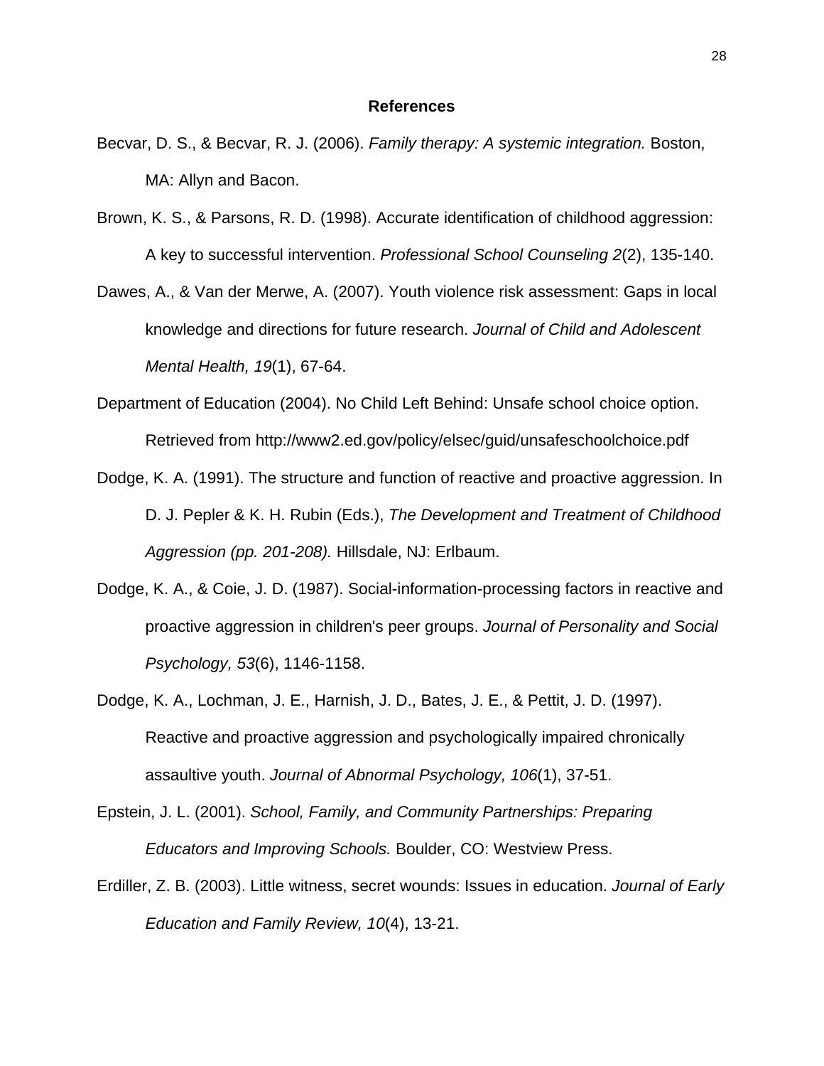# References

Becvar, D. S., & Becvar, R. J. (2006). *Family therapy: A systemic integration.* Boston, MA: Allyn and Bacon.

Brown, K. S., & Parsons, R. D. (1998). Accurate identification of childhood aggression: A key to successful intervention. *Professional School Counseling 2*(2), 135-140.

Dawes, A., & Van der Merwe, A. (2007). Youth violence risk assessment: Gaps in local knowledge and directions for future research. *Journal of Child and Adolescent Mental Health, 19*(1), 67-64.

Department of Education (2004). No Child Left Behind: Unsafe school choice option. Retrieved from http://www2.ed.gov/policy/elsec/guid/unsafeschoolchoice.pdf

Dodge, K. A. (1991). The structure and function of reactive and proactive aggression. In D. J. Pepler & K. H. Rubin (Eds.), *The Development and Treatment of Childhood Aggression (pp. 201-208).* Hillsdale, NJ: Erlbaum.

Dodge, K. A., & Coie, J. D. (1987). Social-information-processing factors in reactive and proactive aggression in children's peer groups. *Journal of Personality and Social Psychology, 53*(6), 1146-1158.

Dodge, K. A., Lochman, J. E., Harnish, J. D., Bates, J. E., & Pettit, J. D. (1997). Reactive and proactive aggression and psychologically impaired chronically assaultive youth. *Journal of Abnormal Psychology, 106*(1), 37-51.

Epstein, J. L. (2001). *School, Family, and Community Partnerships: Preparing Educators and Improving Schools.* Boulder, CO: Westview Press.

Erdiller, Z. B. (2003). Little witness, secret wounds: Issues in education. *Journal of Early Education and Family Review, 10*(4), 13-21.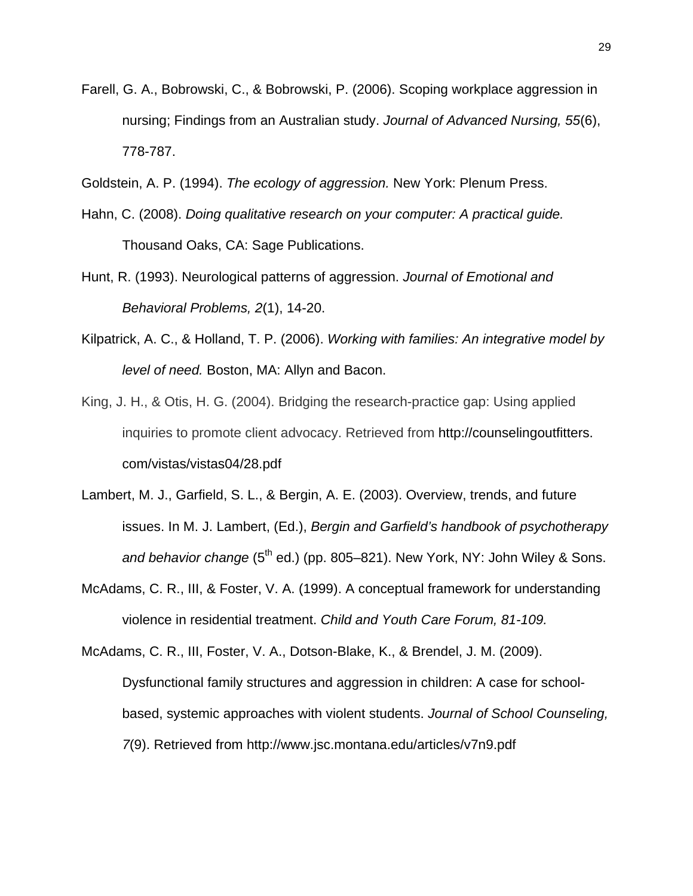Farell, G. A., Bobrowski, C., & Bobrowski, P. (2006). Scoping workplace aggression in nursing; Findings from an Australian study. *Journal of Advanced Nursing, 55*(6), 778-787.

Goldstein, A. P. (1994). *The ecology of aggression.* New York: Plenum Press.

Hahn, C. (2008). *Doing qualitative research on your computer: A practical guide.* Thousand Oaks, CA: Sage Publications.

Hunt, R. (1993). Neurological patterns of aggression. *Journal of Emotional and Behavioral Problems, 2*(1), 14-20.

Kilpatrick, A. C., & Holland, T. P. (2006). *Working with families: An integrative model by level of need.* Boston, MA: Allyn and Bacon.

King, J. H., & Otis, H. G. (2004). Bridging the research-practice gap: Using applied inquiries to promote client advocacy. Retrieved from http://counselingoutfitters.com/vistas/vistas04/28.pdf

Lambert, M. J., Garfield, S. L., & Bergin, A. E. (2003). Overview, trends, and future issues. In M. J. Lambert, (Ed.), *Bergin and Garfield's handbook of psychotherapy and behavior change* (5th ed.) (pp. 805–821). New York, NY: John Wiley & Sons.

McAdams, C. R., III, & Foster, V. A. (1999). A conceptual framework for understanding violence in residential treatment. *Child and Youth Care Forum, 81-109.*

McAdams, C. R., III, Foster, V. A., Dotson-Blake, K., & Brendel, J. M. (2009). Dysfunctional family structures and aggression in children: A case for school-based, systemic approaches with violent students. *Journal of School Counseling, 7*(9). Retrieved from http://www.jsc.montana.edu/articles/v7n9.pdf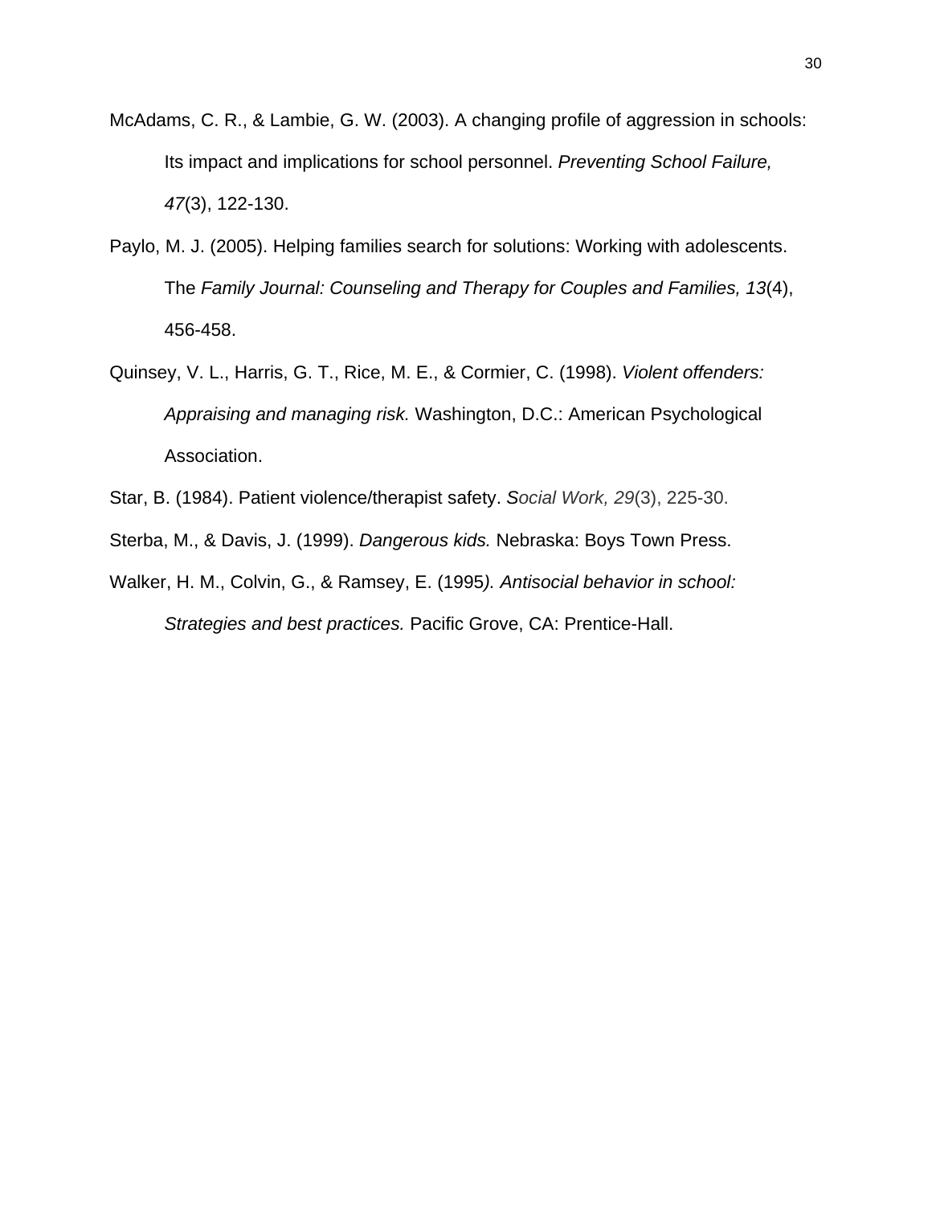McAdams, C. R., & Lambie, G. W. (2003). A changing profile of aggression in schools: Its impact and implications for school personnel. *Preventing School Failure, 47*(3), 122-130.

Paylo, M. J. (2005). Helping families search for solutions: Working with adolescents. The *Family Journal: Counseling and Therapy for Couples and Families, 13*(4), 456-458.

Quinsey, V. L., Harris, G. T., Rice, M. E., & Cormier, C. (1998). *Violent offenders: Appraising and managing risk.* Washington, D.C.: American Psychological Association.

Star, B. (1984). Patient violence/therapist safety. *Social Work, 29*(3), 225-30.

Sterba, M., & Davis, J. (1999). *Dangerous kids.* Nebraska: Boys Town Press.

Walker, H. M., Colvin, G., & Ramsey, E. (1995*). Antisocial behavior in school: Strategies and best practices.* Pacific Grove, CA: Prentice-Hall.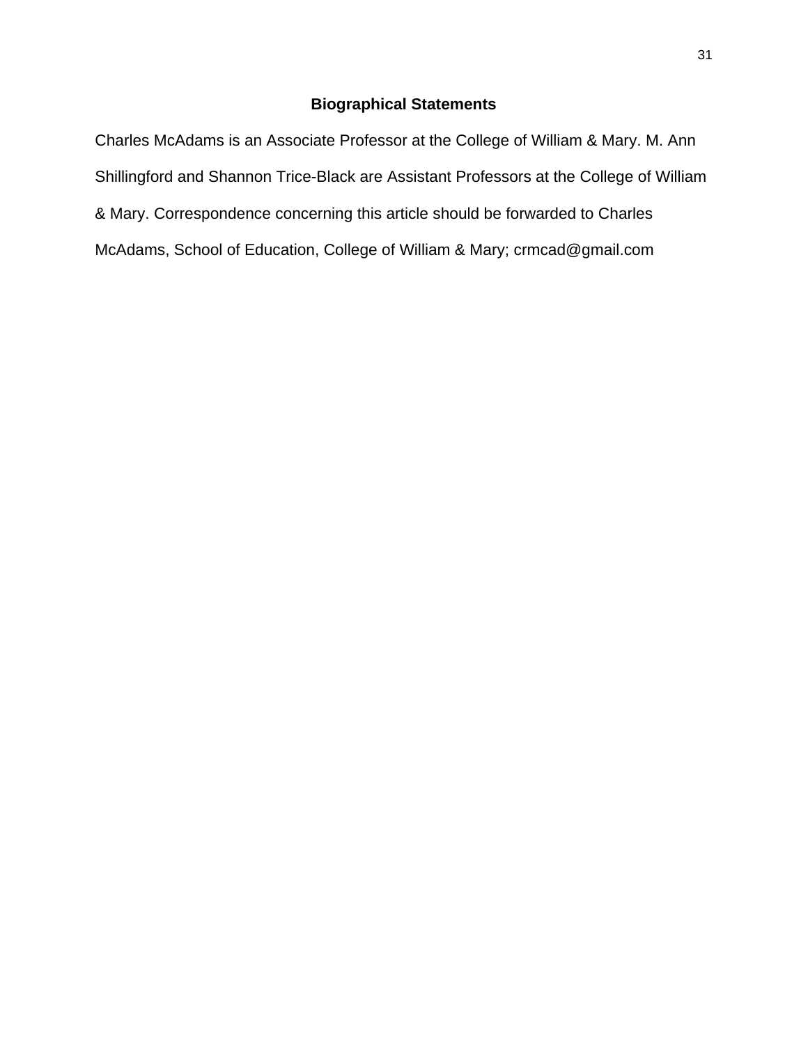## Biographical Statements

Charles McAdams is an Associate Professor at the College of William & Mary. M. Ann Shillingford and Shannon Trice-Black are Assistant Professors at the College of William & Mary. Correspondence concerning this article should be forwarded to Charles McAdams, School of Education, College of William & Mary; crmcad@gmail.com